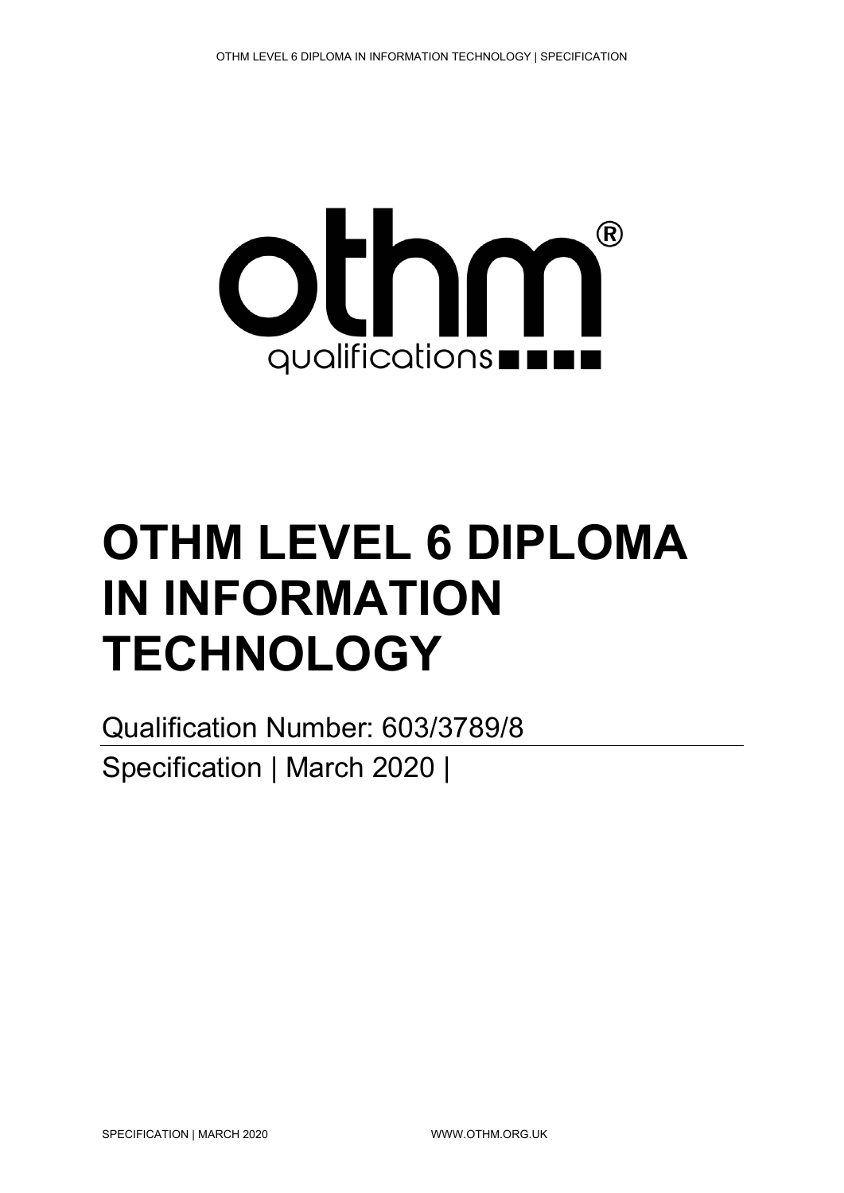# OTHM LEVEL 6 DIPLOMA IN INFORMATION TECHNOLOGY

Qualification Number: 603/3789/8

Specification | March 2020 |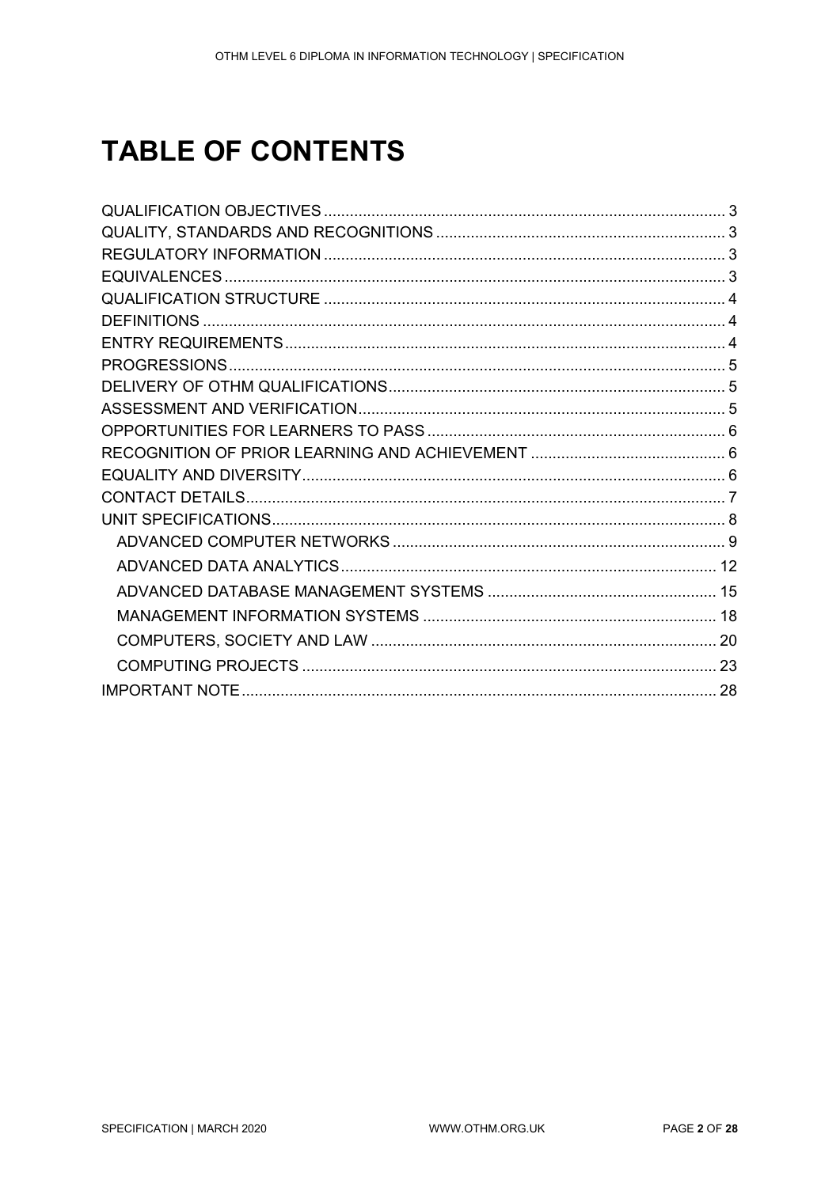# TABLE OF CONTENTS

QUALIFICATION OBJECTIVES ........................................................ 3
QUALITY, STANDARDS AND RECOGNITIONS ........................................ 3
REGULATORY INFORMATION ........................................................ 3
EQUIVALENCES ........................................................ 3
QUALIFICATION STRUCTURE ........................................................ 4
DEFINITIONS ........................................................ 4
ENTRY REQUIREMENTS ........................................................ 4
PROGRESSIONS ........................................................ 5
DELIVERY OF OTHM QUALIFICATIONS ........................................................ 5
ASSESSMENT AND VERIFICATION ........................................................ 5
OPPORTUNITIES FOR LEARNERS TO PASS ........................................................ 6
RECOGNITION OF PRIOR LEARNING AND ACHIEVEMENT ........................................ 6
EQUALITY AND DIVERSITY ........................................................ 6
CONTACT DETAILS ........................................................ 7
UNIT SPECIFICATIONS ........................................................ 8
- ADVANCED COMPUTER NETWORKS ........................................................ 9
- ADVANCED DATA ANALYTICS ........................................................ 12
- ADVANCED DATABASE MANAGEMENT SYSTEMS ........................................ 15
- MANAGEMENT INFORMATION SYSTEMS ........................................................ 18
- COMPUTERS, SOCIETY AND LAW ........................................................ 20
- COMPUTING PROJECTS ........................................................ 23

IMPORTANT NOTE ........................................................ 28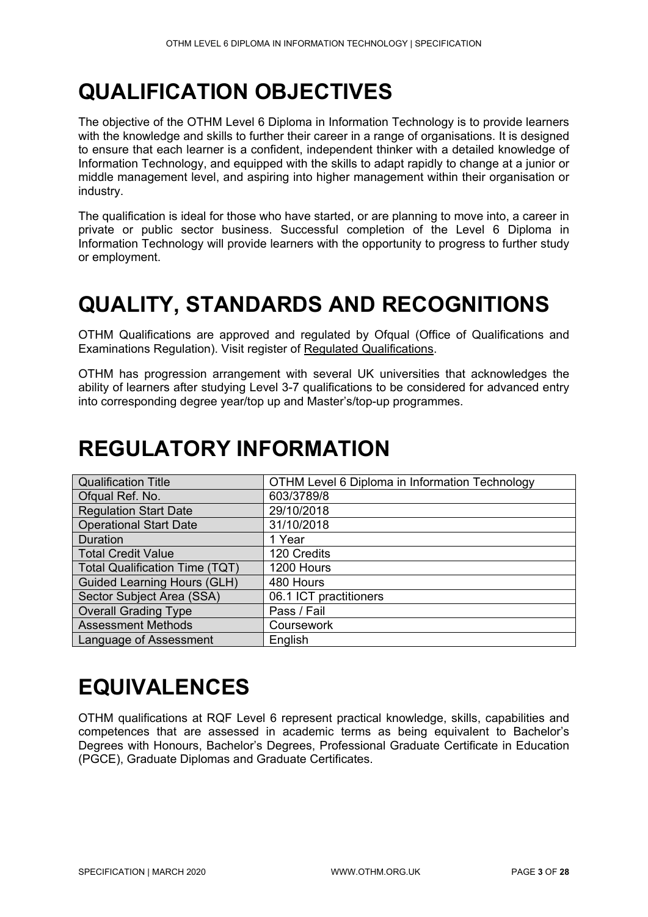# QUALIFICATION OBJECTIVES

The objective of the OTHM Level 6 Diploma in Information Technology is to provide learners with the knowledge and skills to further their career in a range of organisations. It is designed to ensure that each learner is a confident, independent thinker with a detailed knowledge of Information Technology, and equipped with the skills to adapt rapidly to change at a junior or middle management level, and aspiring into higher management within their organisation or industry.

The qualification is ideal for those who have started, or are planning to move into, a career in private or public sector business. Successful completion of the Level 6 Diploma in Information Technology will provide learners with the opportunity to progress to further study or employment.

# QUALITY, STANDARDS AND RECOGNITIONS

OTHM Qualifications are approved and regulated by Ofqual (Office of Qualifications and Examinations Regulation). Visit register of Regulated Qualifications.

OTHM has progression arrangement with several UK universities that acknowledges the ability of learners after studying Level 3-7 qualifications to be considered for advanced entry into corresponding degree year/top up and Master's/top-up programmes.

# REGULATORY INFORMATION

| Qualification Title | OTHM Level 6 Diploma in Information Technology |
|---|---|
| Ofqual Ref. No. | 603/3789/8 |
| Regulation Start Date | 29/10/2018 |
| Operational Start Date | 31/10/2018 |
| Duration | 1 Year |
| Total Credit Value | 120 Credits |
| Total Qualification Time (TQT) | 1200 Hours |
| Guided Learning Hours (GLH) | 480 Hours |
| Sector Subject Area (SSA) | 06.1 ICT practitioners |
| Overall Grading Type | Pass / Fail |
| Assessment Methods | Coursework |
| Language of Assessment | English |

# EQUIVALENCES

OTHM qualifications at RQF Level 6 represent practical knowledge, skills, capabilities and competences that are assessed in academic terms as being equivalent to Bachelor's Degrees with Honours, Bachelor's Degrees, Professional Graduate Certificate in Education (PGCE), Graduate Diplomas and Graduate Certificates.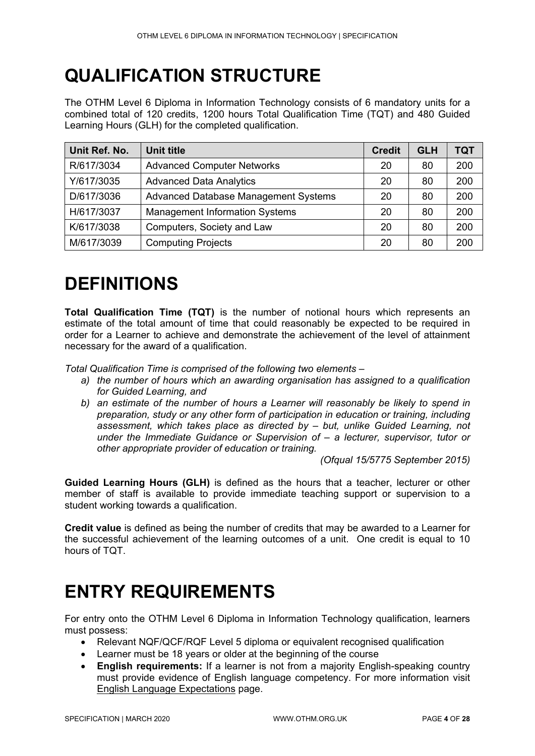# QUALIFICATION STRUCTURE

The OTHM Level 6 Diploma in Information Technology consists of 6 mandatory units for a combined total of 120 credits, 1200 hours Total Qualification Time (TQT) and 480 Guided Learning Hours (GLH) for the completed qualification.

| Unit Ref. No. | Unit title | Credit | GLH | TQT |
|---|---|---|---|---|
| R/617/3034 | Advanced Computer Networks | 20 | 80 | 200 |
| Y/617/3035 | Advanced Data Analytics | 20 | 80 | 200 |
| D/617/3036 | Advanced Database Management Systems | 20 | 80 | 200 |
| H/617/3037 | Management Information Systems | 20 | 80 | 200 |
| K/617/3038 | Computers, Society and Law | 20 | 80 | 200 |
| M/617/3039 | Computing Projects | 20 | 80 | 200 |

# DEFINITIONS

**Total Qualification Time (TQT)** is the number of notional hours which represents an estimate of the total amount of time that could reasonably be expected to be required in order for a Learner to achieve and demonstrate the achievement of the level of attainment necessary for the award of a qualification.

*Total Qualification Time is comprised of the following two elements –*

*a) the number of hours which an awarding organisation has assigned to a qualification for Guided Learning, and*

*b) an estimate of the number of hours a Learner will reasonably be likely to spend in preparation, study or any other form of participation in education or training, including assessment, which takes place as directed by – but, unlike Guided Learning, not under the Immediate Guidance or Supervision of – a lecturer, supervisor, tutor or other appropriate provider of education or training.*

*(Ofqual 15/5775 September 2015)*

**Guided Learning Hours (GLH)** is defined as the hours that a teacher, lecturer or other member of staff is available to provide immediate teaching support or supervision to a student working towards a qualification.

**Credit value** is defined as being the number of credits that may be awarded to a Learner for the successful achievement of the learning outcomes of a unit. One credit is equal to 10 hours of TQT.

# ENTRY REQUIREMENTS

For entry onto the OTHM Level 6 Diploma in Information Technology qualification, learners must possess:

- Relevant NQF/QCF/RQF Level 5 diploma or equivalent recognised qualification
- Learner must be 18 years or older at the beginning of the course
- **English requirements:** If a learner is not from a majority English-speaking country must provide evidence of English language competency. For more information visit English Language Expectations page.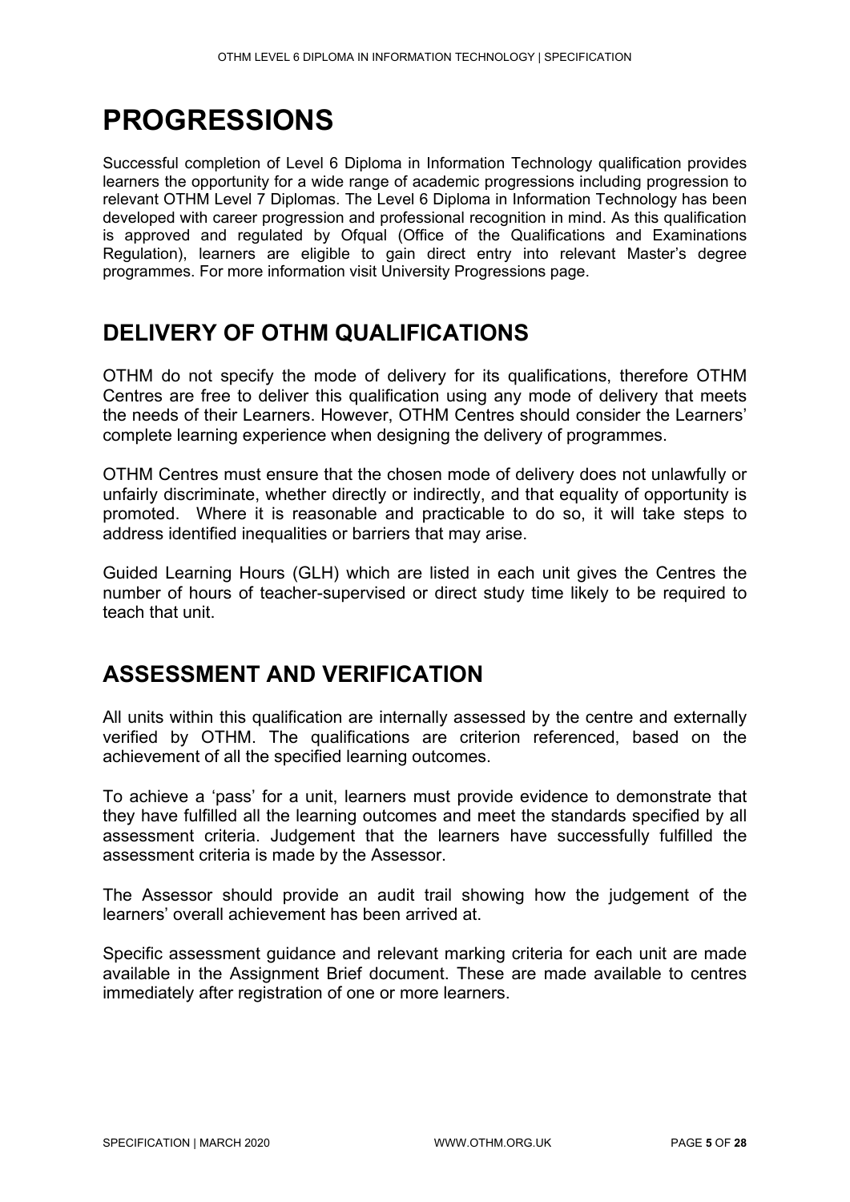# PROGRESSIONS

Successful completion of Level 6 Diploma in Information Technology qualification provides learners the opportunity for a wide range of academic progressions including progression to relevant OTHM Level 7 Diplomas. The Level 6 Diploma in Information Technology has been developed with career progression and professional recognition in mind. As this qualification is approved and regulated by Ofqual (Office of the Qualifications and Examinations Regulation), learners are eligible to gain direct entry into relevant Master's degree programmes. For more information visit University Progressions page.

## DELIVERY OF OTHM QUALIFICATIONS

OTHM do not specify the mode of delivery for its qualifications, therefore OTHM Centres are free to deliver this qualification using any mode of delivery that meets the needs of their Learners. However, OTHM Centres should consider the Learners' complete learning experience when designing the delivery of programmes.

OTHM Centres must ensure that the chosen mode of delivery does not unlawfully or unfairly discriminate, whether directly or indirectly, and that equality of opportunity is promoted. Where it is reasonable and practicable to do so, it will take steps to address identified inequalities or barriers that may arise.

Guided Learning Hours (GLH) which are listed in each unit gives the Centres the number of hours of teacher-supervised or direct study time likely to be required to teach that unit.

## ASSESSMENT AND VERIFICATION

All units within this qualification are internally assessed by the centre and externally verified by OTHM. The qualifications are criterion referenced, based on the achievement of all the specified learning outcomes.

To achieve a 'pass' for a unit, learners must provide evidence to demonstrate that they have fulfilled all the learning outcomes and meet the standards specified by all assessment criteria. Judgement that the learners have successfully fulfilled the assessment criteria is made by the Assessor.

The Assessor should provide an audit trail showing how the judgement of the learners' overall achievement has been arrived at.

Specific assessment guidance and relevant marking criteria for each unit are made available in the Assignment Brief document. These are made available to centres immediately after registration of one or more learners.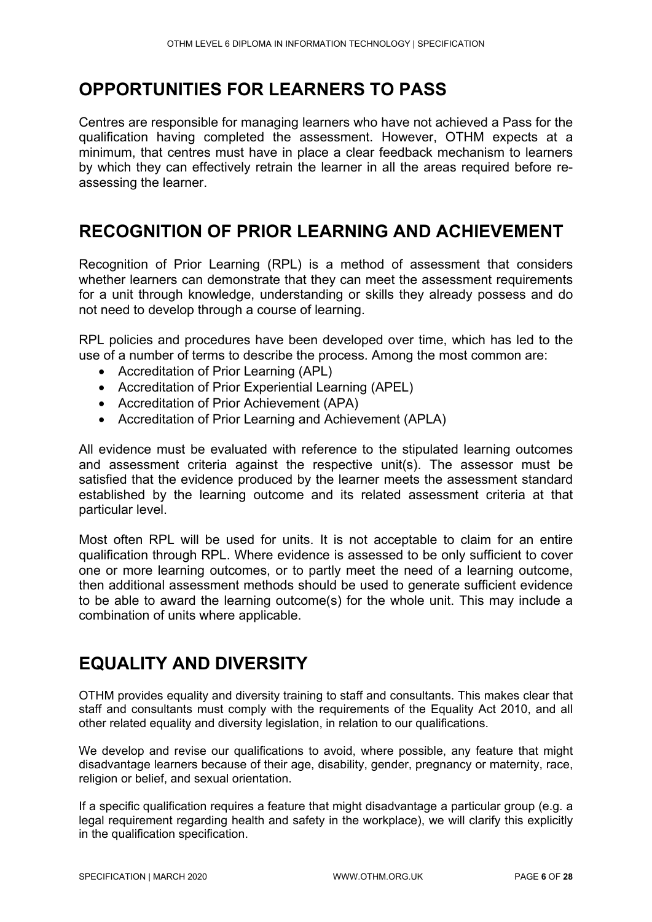## OPPORTUNITIES FOR LEARNERS TO PASS

Centres are responsible for managing learners who have not achieved a Pass for the qualification having completed the assessment. However, OTHM expects at a minimum, that centres must have in place a clear feedback mechanism to learners by which they can effectively retrain the learner in all the areas required before re-assessing the learner.

## RECOGNITION OF PRIOR LEARNING AND ACHIEVEMENT

Recognition of Prior Learning (RPL) is a method of assessment that considers whether learners can demonstrate that they can meet the assessment requirements for a unit through knowledge, understanding or skills they already possess and do not need to develop through a course of learning.

RPL policies and procedures have been developed over time, which has led to the use of a number of terms to describe the process. Among the most common are:

- Accreditation of Prior Learning (APL)
- Accreditation of Prior Experiential Learning (APEL)
- Accreditation of Prior Achievement (APA)
- Accreditation of Prior Learning and Achievement (APLA)

All evidence must be evaluated with reference to the stipulated learning outcomes and assessment criteria against the respective unit(s). The assessor must be satisfied that the evidence produced by the learner meets the assessment standard established by the learning outcome and its related assessment criteria at that particular level.

Most often RPL will be used for units. It is not acceptable to claim for an entire qualification through RPL. Where evidence is assessed to be only sufficient to cover one or more learning outcomes, or to partly meet the need of a learning outcome, then additional assessment methods should be used to generate sufficient evidence to be able to award the learning outcome(s) for the whole unit. This may include a combination of units where applicable.

## EQUALITY AND DIVERSITY

OTHM provides equality and diversity training to staff and consultants. This makes clear that staff and consultants must comply with the requirements of the Equality Act 2010, and all other related equality and diversity legislation, in relation to our qualifications.

We develop and revise our qualifications to avoid, where possible, any feature that might disadvantage learners because of their age, disability, gender, pregnancy or maternity, race, religion or belief, and sexual orientation.

If a specific qualification requires a feature that might disadvantage a particular group (e.g. a legal requirement regarding health and safety in the workplace), we will clarify this explicitly in the qualification specification.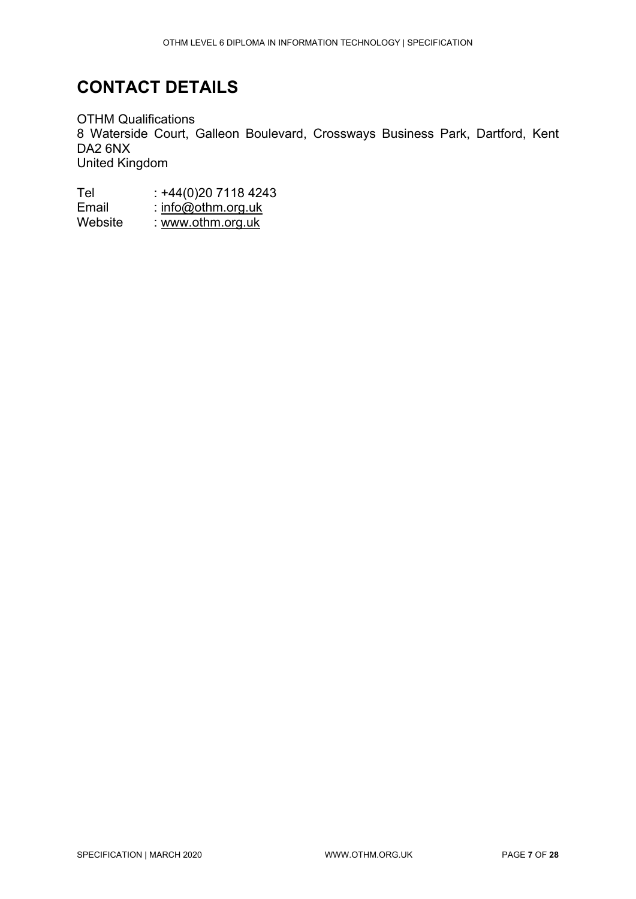# CONTACT DETAILS

OTHM Qualifications
8 Waterside Court, Galleon Boulevard, Crossways Business Park, Dartford, Kent DA2 6NX
United Kingdom

Tel : +44(0)20 7118 4243
Email : info@othm.org.uk
Website : www.othm.org.uk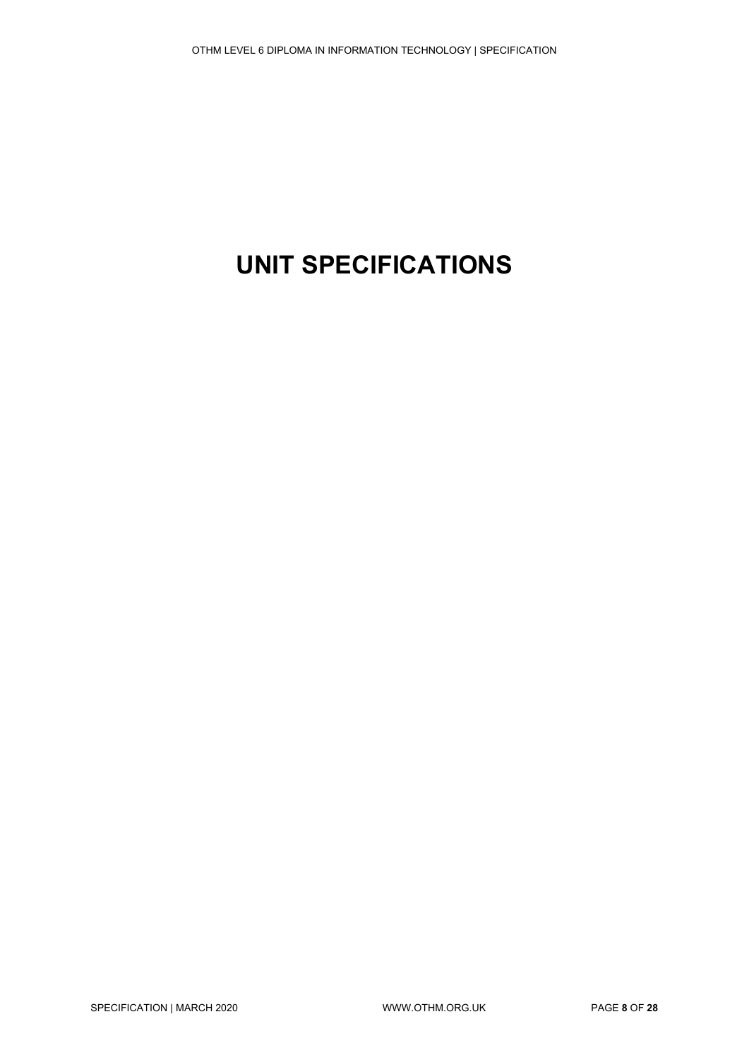# UNIT SPECIFICATIONS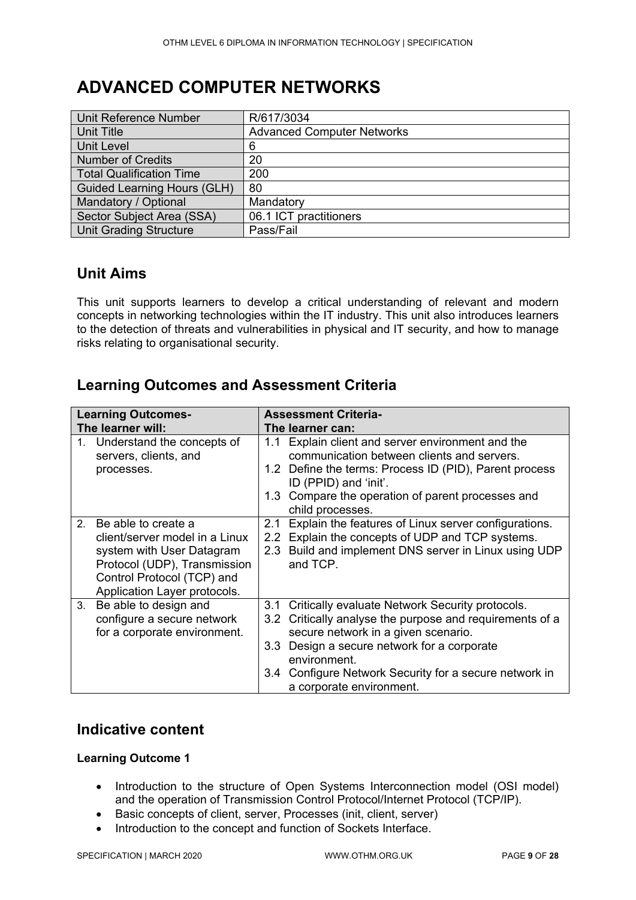# ADVANCED COMPUTER NETWORKS

| Unit Reference Number | R/617/3034 |
|---|---|
| Unit Title | Advanced Computer Networks |
| Unit Level | 6 |
| Number of Credits | 20 |
| Total Qualification Time | 200 |
| Guided Learning Hours (GLH) | 80 |
| Mandatory / Optional | Mandatory |
| Sector Subject Area (SSA) | 06.1 ICT practitioners |
| Unit Grading Structure | Pass/Fail |

## Unit Aims

This unit supports learners to develop a critical understanding of relevant and modern concepts in networking technologies within the IT industry. This unit also introduces learners to the detection of threats and vulnerabilities in physical and IT security, and how to manage risks relating to organisational security.

## Learning Outcomes and Assessment Criteria

| Learning Outcomes- The learner will: | Assessment Criteria- The learner can: |
|---|---|
| 1. Understand the concepts of servers, clients, and processes. | 1.1 Explain client and server environment and the communication between clients and servers.<br>1.2 Define the terms: Process ID (PID), Parent process ID (PPID) and 'init'.<br>1.3 Compare the operation of parent processes and child processes. |
| 2. Be able to create a client/server model in a Linux system with User Datagram Protocol (UDP), Transmission Control Protocol (TCP) and Application Layer protocols. | 2.1 Explain the features of Linux server configurations.<br>2.2 Explain the concepts of UDP and TCP systems.<br>2.3 Build and implement DNS server in Linux using UDP and TCP. |
| 3. Be able to design and configure a secure network for a corporate environment. | 3.1 Critically evaluate Network Security protocols.<br>3.2 Critically analyse the purpose and requirements of a secure network in a given scenario.<br>3.3 Design a secure network for a corporate environment.<br>3.4 Configure Network Security for a secure network in a corporate environment. |

## Indicative content

**Learning Outcome 1**

- Introduction to the structure of Open Systems Interconnection model (OSI model) and the operation of Transmission Control Protocol/Internet Protocol (TCP/IP).
- Basic concepts of client, server, Processes (init, client, server)
- Introduction to the concept and function of Sockets Interface.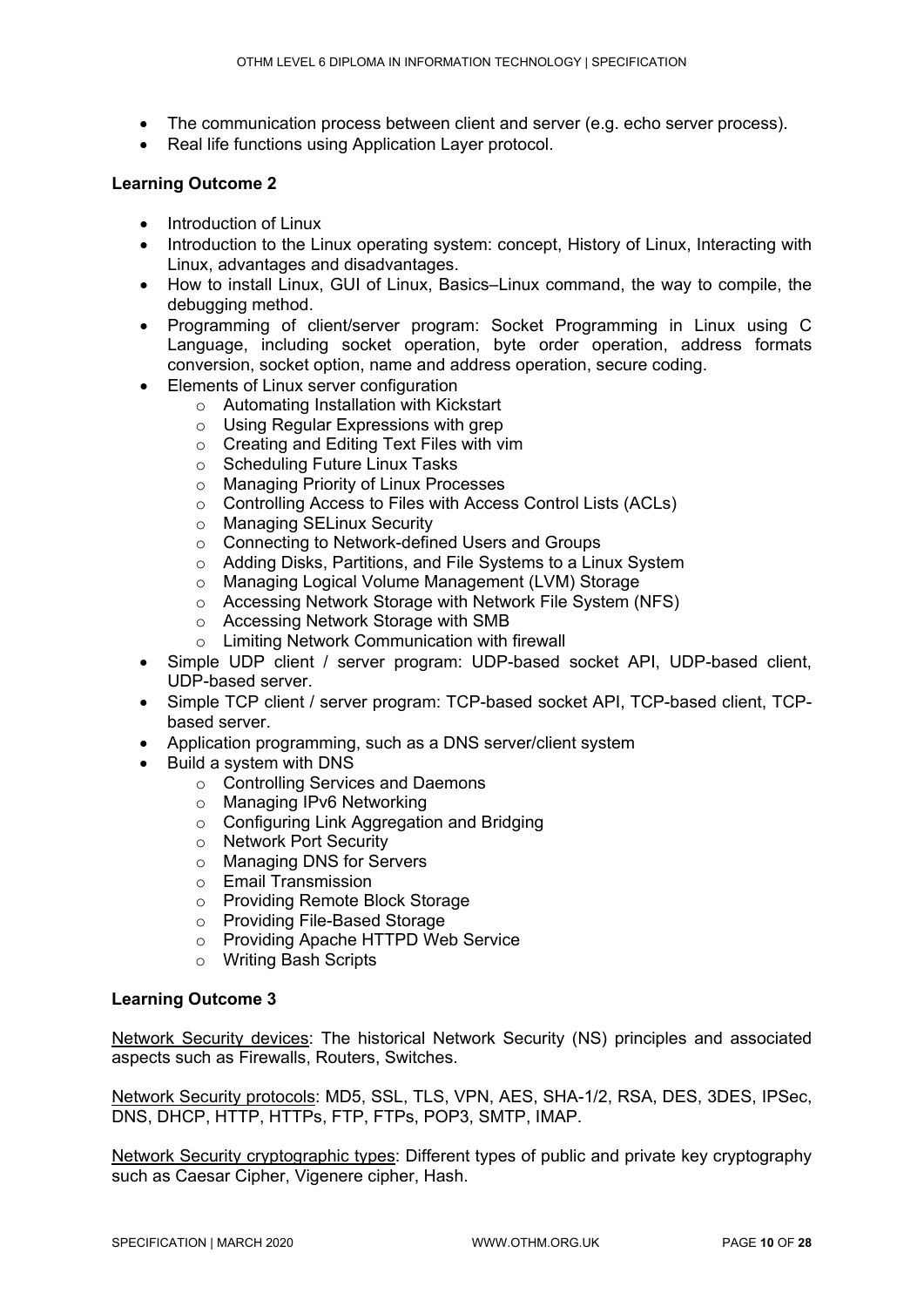- The communication process between client and server (e.g. echo server process).
- Real life functions using Application Layer protocol.

**Learning Outcome 2**

- Introduction of Linux
- Introduction to the Linux operating system: concept, History of Linux, Interacting with Linux, advantages and disadvantages.
- How to install Linux, GUI of Linux, Basics–Linux command, the way to compile, the debugging method.
- Programming of client/server program: Socket Programming in Linux using C Language, including socket operation, byte order operation, address formats conversion, socket option, name and address operation, secure coding.
- Elements of Linux server configuration
    - Automating Installation with Kickstart
    - Using Regular Expressions with grep
    - Creating and Editing Text Files with vim
    - Scheduling Future Linux Tasks
    - Managing Priority of Linux Processes
    - Controlling Access to Files with Access Control Lists (ACLs)
    - Managing SELinux Security
    - Connecting to Network-defined Users and Groups
    - Adding Disks, Partitions, and File Systems to a Linux System
    - Managing Logical Volume Management (LVM) Storage
    - Accessing Network Storage with Network File System (NFS)
    - Accessing Network Storage with SMB
    - Limiting Network Communication with firewall
- Simple UDP client / server program: UDP-based socket API, UDP-based client, UDP-based server.
- Simple TCP client / server program: TCP-based socket API, TCP-based client, TCP-based server.
- Application programming, such as a DNS server/client system
- Build a system with DNS
    - Controlling Services and Daemons
    - Managing IPv6 Networking
    - Configuring Link Aggregation and Bridging
    - Network Port Security
    - Managing DNS for Servers
    - Email Transmission
    - Providing Remote Block Storage
    - Providing File-Based Storage
    - Providing Apache HTTPD Web Service
    - Writing Bash Scripts

**Learning Outcome 3**

<u>Network Security devices</u>: The historical Network Security (NS) principles and associated aspects such as Firewalls, Routers, Switches.

<u>Network Security protocols</u>: MD5, SSL, TLS, VPN, AES, SHA-1/2, RSA, DES, 3DES, IPSec, DNS, DHCP, HTTP, HTTPs, FTP, FTPs, POP3, SMTP, IMAP.

<u>Network Security cryptographic types</u>: Different types of public and private key cryptography such as Caesar Cipher, Vigenere cipher, Hash.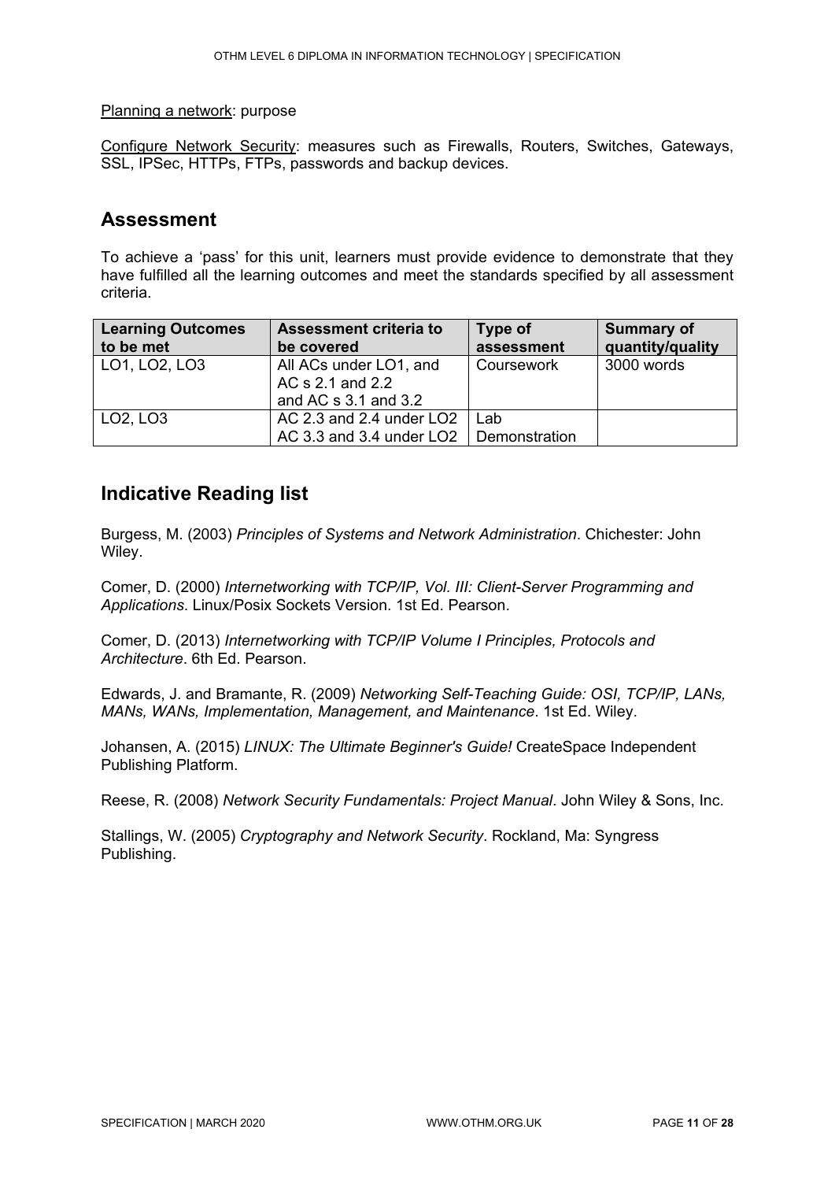Planning a network: purpose

Configure Network Security: measures such as Firewalls, Routers, Switches, Gateways, SSL, IPSec, HTTPs, FTPs, passwords and backup devices.

## Assessment

To achieve a 'pass' for this unit, learners must provide evidence to demonstrate that they have fulfilled all the learning outcomes and meet the standards specified by all assessment criteria.

| Learning Outcomes to be met | Assessment criteria to be covered | Type of assessment | Summary of quantity/quality |
|---|---|---|---|
| LO1, LO2, LO3 | All ACs under LO1, and AC s 2.1 and 2.2 and AC s 3.1 and 3.2 | Coursework | 3000 words |
| LO2, LO3 | AC 2.3 and 2.4 under LO2 AC 3.3 and 3.4 under LO2 | Lab Demonstration | |

## Indicative Reading list

Burgess, M. (2003) *Principles of Systems and Network Administration*. Chichester: John Wiley.

Comer, D. (2000) *Internetworking with TCP/IP, Vol. III: Client-Server Programming and Applications*. Linux/Posix Sockets Version. 1st Ed. Pearson.

Comer, D. (2013) *Internetworking with TCP/IP Volume I Principles, Protocols and Architecture*. 6th Ed. Pearson.

Edwards, J. and Bramante, R. (2009) *Networking Self-Teaching Guide: OSI, TCP/IP, LANs, MANs, WANs, Implementation, Management, and Maintenance*. 1st Ed. Wiley.

Johansen, A. (2015) *LINUX: The Ultimate Beginner's Guide!* CreateSpace Independent Publishing Platform.

Reese, R. (2008) *Network Security Fundamentals: Project Manual*. John Wiley & Sons, Inc.

Stallings, W. (2005) *Cryptography and Network Security*. Rockland, Ma: Syngress Publishing.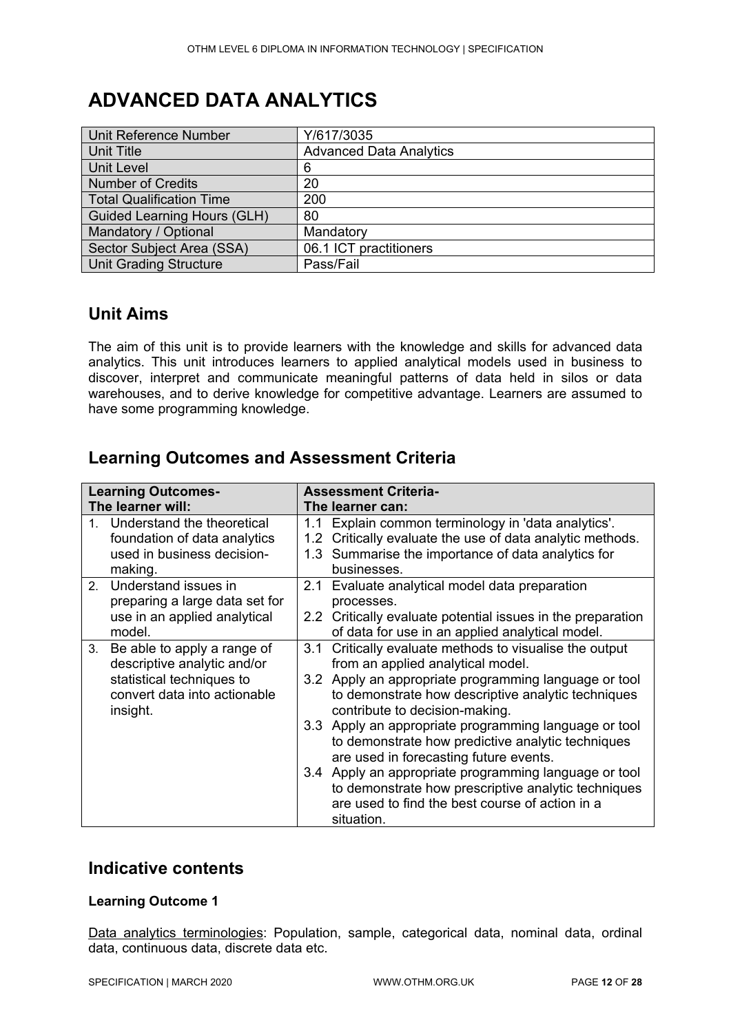# ADVANCED DATA ANALYTICS

| Unit Reference Number | Y/617/3035 |
|---|---|
| Unit Title | Advanced Data Analytics |
| Unit Level | 6 |
| Number of Credits | 20 |
| Total Qualification Time | 200 |
| Guided Learning Hours (GLH) | 80 |
| Mandatory / Optional | Mandatory |
| Sector Subject Area (SSA) | 06.1 ICT practitioners |
| Unit Grading Structure | Pass/Fail |

## Unit Aims

The aim of this unit is to provide learners with the knowledge and skills for advanced data analytics. This unit introduces learners to applied analytical models used in business to discover, interpret and communicate meaningful patterns of data held in silos or data warehouses, and to derive knowledge for competitive advantage. Learners are assumed to have some programming knowledge.

## Learning Outcomes and Assessment Criteria

| Learning Outcomes- The learner will: | Assessment Criteria- The learner can: |
|---|---|
| 1. Understand the theoretical foundation of data analytics used in business decision-making. | 1.1 Explain common terminology in 'data analytics'.<br>1.2 Critically evaluate the use of data analytic methods.<br>1.3 Summarise the importance of data analytics for businesses. |
| 2. Understand issues in preparing a large data set for use in an applied analytical model. | 2.1 Evaluate analytical model data preparation processes.<br>2.2 Critically evaluate potential issues in the preparation of data for use in an applied analytical model. |
| 3. Be able to apply a range of descriptive analytic and/or statistical techniques to convert data into actionable insight. | 3.1 Critically evaluate methods to visualise the output from an applied analytical model.<br>3.2 Apply an appropriate programming language or tool to demonstrate how descriptive analytic techniques contribute to decision-making.<br>3.3 Apply an appropriate programming language or tool to demonstrate how predictive analytic techniques are used in forecasting future events.<br>3.4 Apply an appropriate programming language or tool to demonstrate how prescriptive analytic techniques are used to find the best course of action in a situation. |

## Indicative contents

**Learning Outcome 1**

Data analytics terminologies: Population, sample, categorical data, nominal data, ordinal data, continuous data, discrete data etc.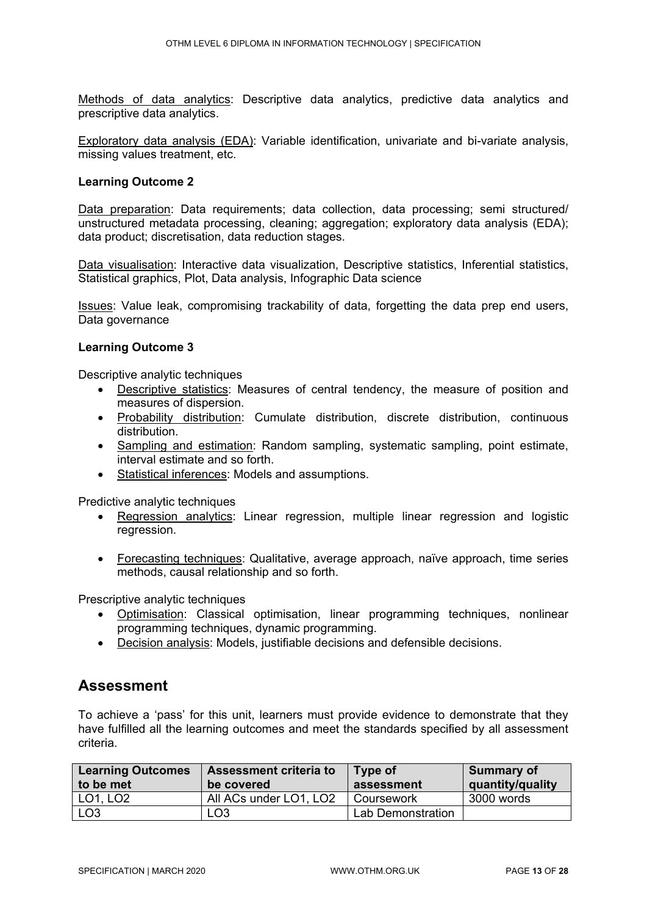Methods of data analytics: Descriptive data analytics, predictive data analytics and prescriptive data analytics.

Exploratory data analysis (EDA): Variable identification, univariate and bi-variate analysis, missing values treatment, etc.

**Learning Outcome 2**

Data preparation: Data requirements; data collection, data processing; semi structured/ unstructured metadata processing, cleaning; aggregation; exploratory data analysis (EDA); data product; discretisation, data reduction stages.

Data visualisation: Interactive data visualization, Descriptive statistics, Inferential statistics, Statistical graphics, Plot, Data analysis, Infographic Data science

Issues: Value leak, compromising trackability of data, forgetting the data prep end users, Data governance

**Learning Outcome 3**

Descriptive analytic techniques

- Descriptive statistics: Measures of central tendency, the measure of position and measures of dispersion.
- Probability distribution: Cumulate distribution, discrete distribution, continuous distribution.
- Sampling and estimation: Random sampling, systematic sampling, point estimate, interval estimate and so forth.
- Statistical inferences: Models and assumptions.

Predictive analytic techniques

- Regression analytics: Linear regression, multiple linear regression and logistic regression.
- Forecasting techniques: Qualitative, average approach, naïve approach, time series methods, causal relationship and so forth.

Prescriptive analytic techniques

- Optimisation: Classical optimisation, linear programming techniques, nonlinear programming techniques, dynamic programming.
- Decision analysis: Models, justifiable decisions and defensible decisions.

## Assessment

To achieve a 'pass' for this unit, learners must provide evidence to demonstrate that they have fulfilled all the learning outcomes and meet the standards specified by all assessment criteria.

| Learning Outcomes to be met | Assessment criteria to be covered | Type of assessment | Summary of quantity/quality |
|---|---|---|---|
| LO1, LO2 | All ACs under LO1, LO2 | Coursework | 3000 words |
| LO3 | LO3 | Lab Demonstration | |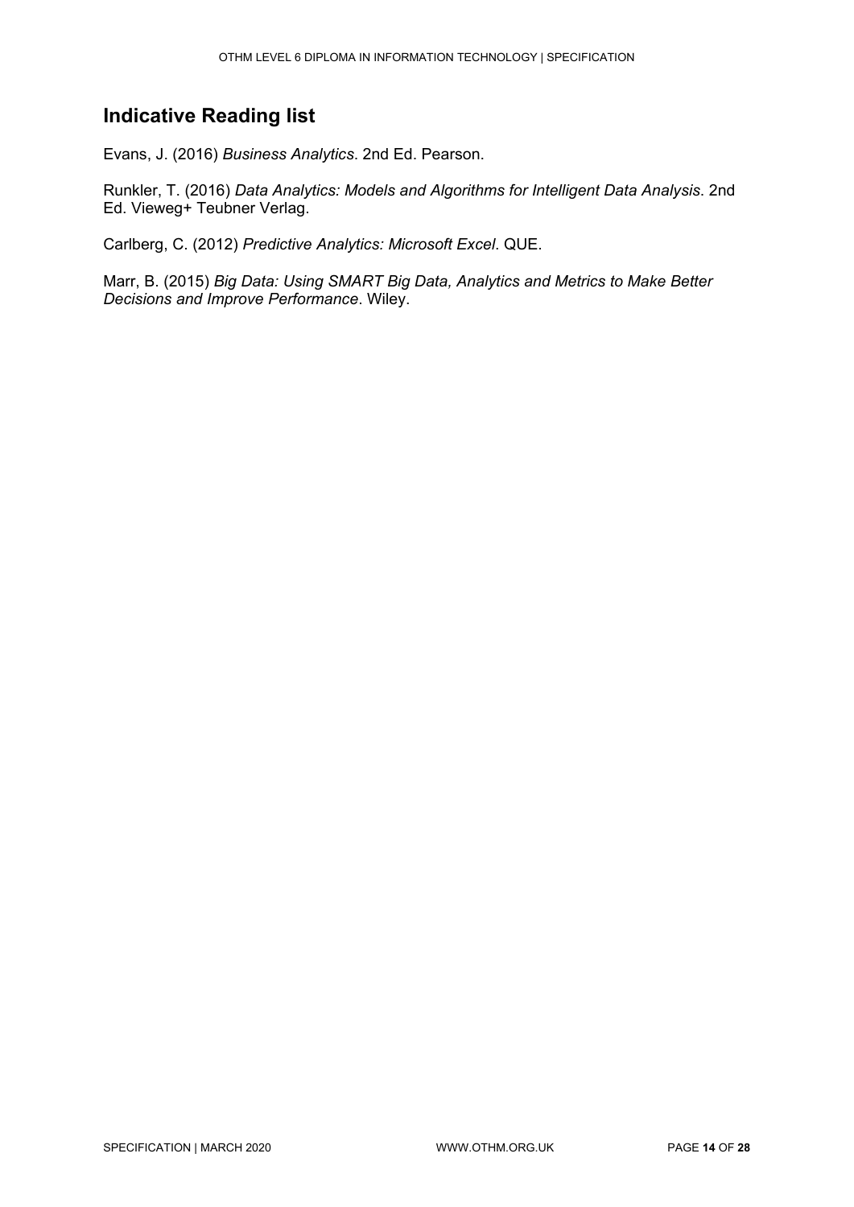## Indicative Reading list

Evans, J. (2016) *Business Analytics*. 2nd Ed. Pearson.

Runkler, T. (2016) *Data Analytics: Models and Algorithms for Intelligent Data Analysis*. 2nd Ed. Vieweg+ Teubner Verlag.

Carlberg, C. (2012) *Predictive Analytics: Microsoft Excel*. QUE.

Marr, B. (2015) *Big Data: Using SMART Big Data, Analytics and Metrics to Make Better Decisions and Improve Performance*. Wiley.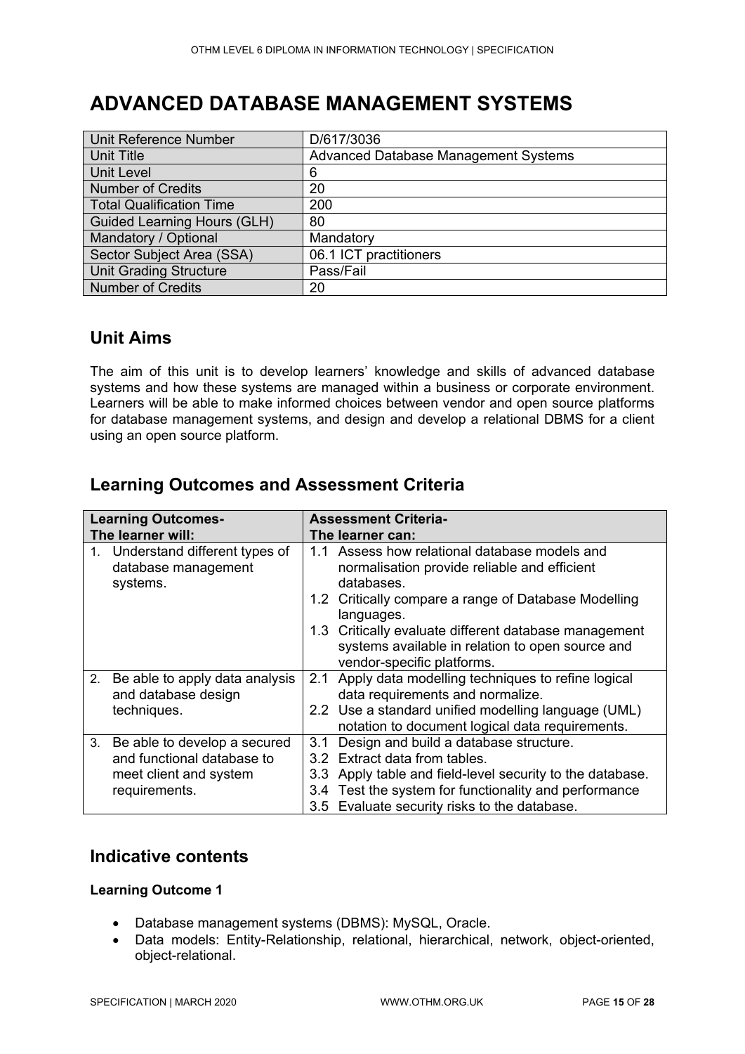# ADVANCED DATABASE MANAGEMENT SYSTEMS

| Unit Reference Number | D/617/3036 |
|---|---|
| Unit Title | Advanced Database Management Systems |
| Unit Level | 6 |
| Number of Credits | 20 |
| Total Qualification Time | 200 |
| Guided Learning Hours (GLH) | 80 |
| Mandatory / Optional | Mandatory |
| Sector Subject Area (SSA) | 06.1 ICT practitioners |
| Unit Grading Structure | Pass/Fail |
| Number of Credits | 20 |

## Unit Aims

The aim of this unit is to develop learners' knowledge and skills of advanced database systems and how these systems are managed within a business or corporate environment. Learners will be able to make informed choices between vendor and open source platforms for database management systems, and design and develop a relational DBMS for a client using an open source platform.

## Learning Outcomes and Assessment Criteria

| **Learning Outcomes-**<br>**The learner will:** | **Assessment Criteria-**<br>**The learner can:** |
|---|---|
| 1. Understand different types of database management systems. | 1.1 Assess how relational database models and normalisation provide reliable and efficient databases.<br>1.2 Critically compare a range of Database Modelling languages.<br>1.3 Critically evaluate different database management systems available in relation to open source and vendor-specific platforms. |
| 2. Be able to apply data analysis and database design techniques. | 2.1 Apply data modelling techniques to refine logical data requirements and normalize.<br>2.2 Use a standard unified modelling language (UML) notation to document logical data requirements. |
| 3. Be able to develop a secured and functional database to meet client and system requirements. | 3.1 Design and build a database structure.<br>3.2 Extract data from tables.<br>3.3 Apply table and field-level security to the database.<br>3.4 Test the system for functionality and performance<br>3.5 Evaluate security risks to the database. |

## Indicative contents

**Learning Outcome 1**

- Database management systems (DBMS): MySQL, Oracle.
- Data models: Entity-Relationship, relational, hierarchical, network, object-oriented, object-relational.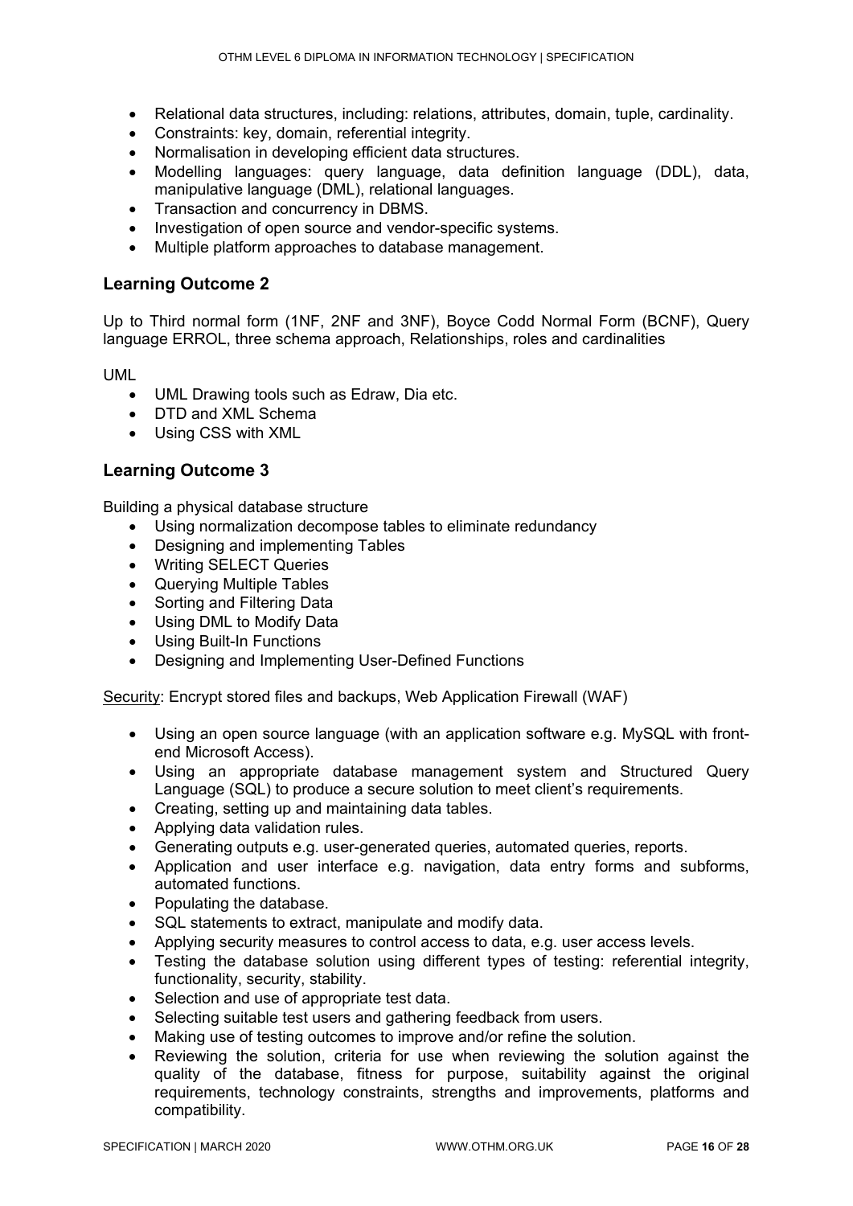- Relational data structures, including: relations, attributes, domain, tuple, cardinality.
- Constraints: key, domain, referential integrity.
- Normalisation in developing efficient data structures.
- Modelling languages: query language, data definition language (DDL), data, manipulative language (DML), relational languages.
- Transaction and concurrency in DBMS.
- Investigation of open source and vendor-specific systems.
- Multiple platform approaches to database management.

## Learning Outcome 2

Up to Third normal form (1NF, 2NF and 3NF), Boyce Codd Normal Form (BCNF), Query language ERROL, three schema approach, Relationships, roles and cardinalities

UML

- UML Drawing tools such as Edraw, Dia etc.
- DTD and XML Schema
- Using CSS with XML

## Learning Outcome 3

Building a physical database structure

- Using normalization decompose tables to eliminate redundancy
- Designing and implementing Tables
- Writing SELECT Queries
- Querying Multiple Tables
- Sorting and Filtering Data
- Using DML to Modify Data
- Using Built-In Functions
- Designing and Implementing User-Defined Functions

Security: Encrypt stored files and backups, Web Application Firewall (WAF)

- Using an open source language (with an application software e.g. MySQL with front-end Microsoft Access).
- Using an appropriate database management system and Structured Query Language (SQL) to produce a secure solution to meet client's requirements.
- Creating, setting up and maintaining data tables.
- Applying data validation rules.
- Generating outputs e.g. user-generated queries, automated queries, reports.
- Application and user interface e.g. navigation, data entry forms and subforms, automated functions.
- Populating the database.
- SQL statements to extract, manipulate and modify data.
- Applying security measures to control access to data, e.g. user access levels.
- Testing the database solution using different types of testing: referential integrity, functionality, security, stability.
- Selection and use of appropriate test data.
- Selecting suitable test users and gathering feedback from users.
- Making use of testing outcomes to improve and/or refine the solution.
- Reviewing the solution, criteria for use when reviewing the solution against the quality of the database, fitness for purpose, suitability against the original requirements, technology constraints, strengths and improvements, platforms and compatibility.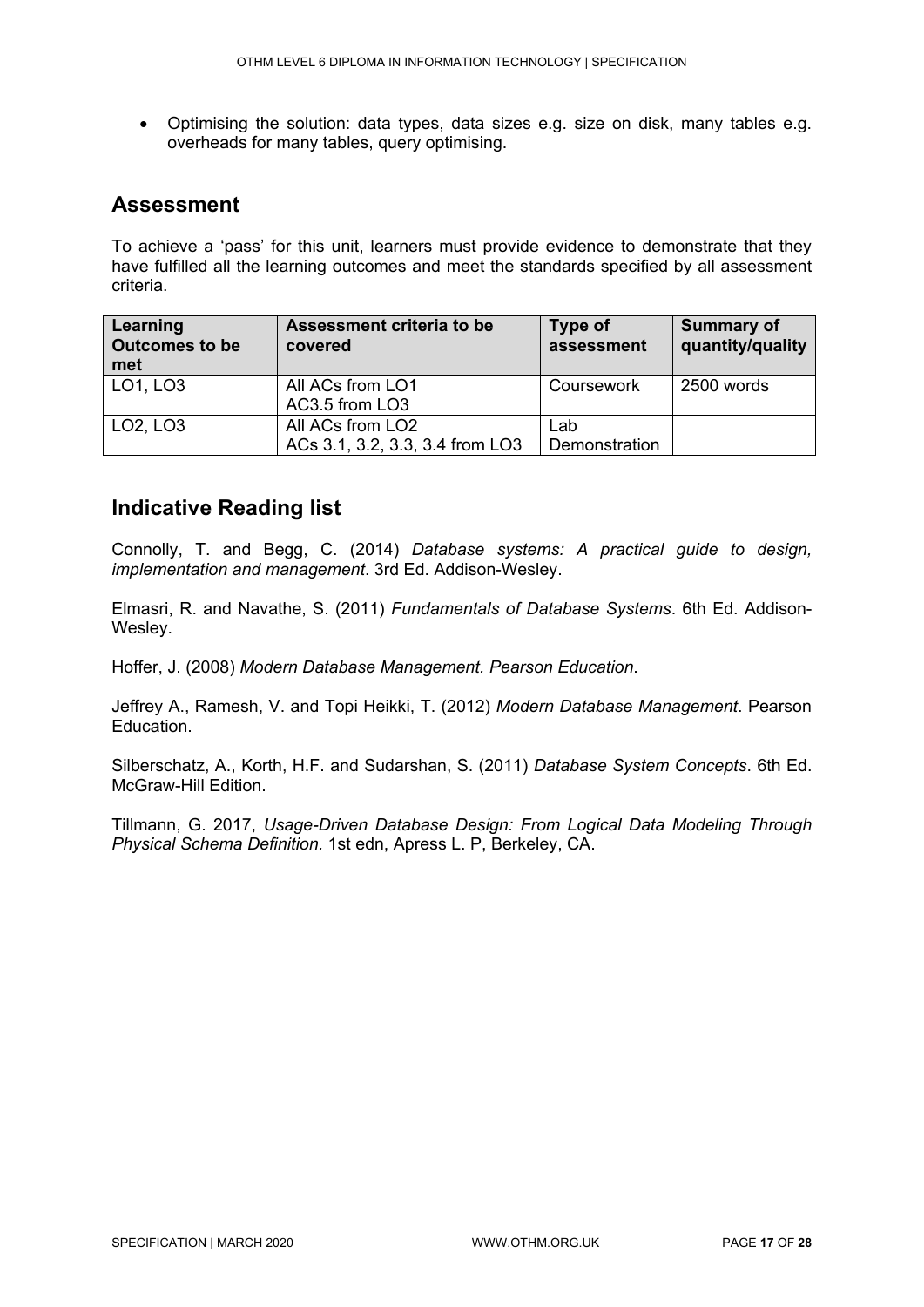- Optimising the solution: data types, data sizes e.g. size on disk, many tables e.g. overheads for many tables, query optimising.

## Assessment

To achieve a 'pass' for this unit, learners must provide evidence to demonstrate that they have fulfilled all the learning outcomes and meet the standards specified by all assessment criteria.

| Learning Outcomes to be met | Assessment criteria to be covered | Type of assessment | Summary of quantity/quality |
|---|---|---|---|
| LO1, LO3 | All ACs from LO1<br>AC3.5 from LO3 | Coursework | 2500 words |
| LO2, LO3 | All ACs from LO2<br>ACs 3.1, 3.2, 3.3, 3.4 from LO3 | Lab Demonstration | |

## Indicative Reading list

Connolly, T. and Begg, C. (2014) *Database systems: A practical guide to design, implementation and management*. 3rd Ed. Addison-Wesley.

Elmasri, R. and Navathe, S. (2011) *Fundamentals of Database Systems*. 6th Ed. Addison-Wesley.

Hoffer, J. (2008) *Modern Database Management. Pearson Education*.

Jeffrey A., Ramesh, V. and Topi Heikki, T. (2012) *Modern Database Management*. Pearson Education.

Silberschatz, A., Korth, H.F. and Sudarshan, S. (2011) *Database System Concepts*. 6th Ed. McGraw-Hill Edition.

Tillmann, G. 2017, *Usage-Driven Database Design: From Logical Data Modeling Through Physical Schema Definition.* 1st edn, Apress L. P, Berkeley, CA.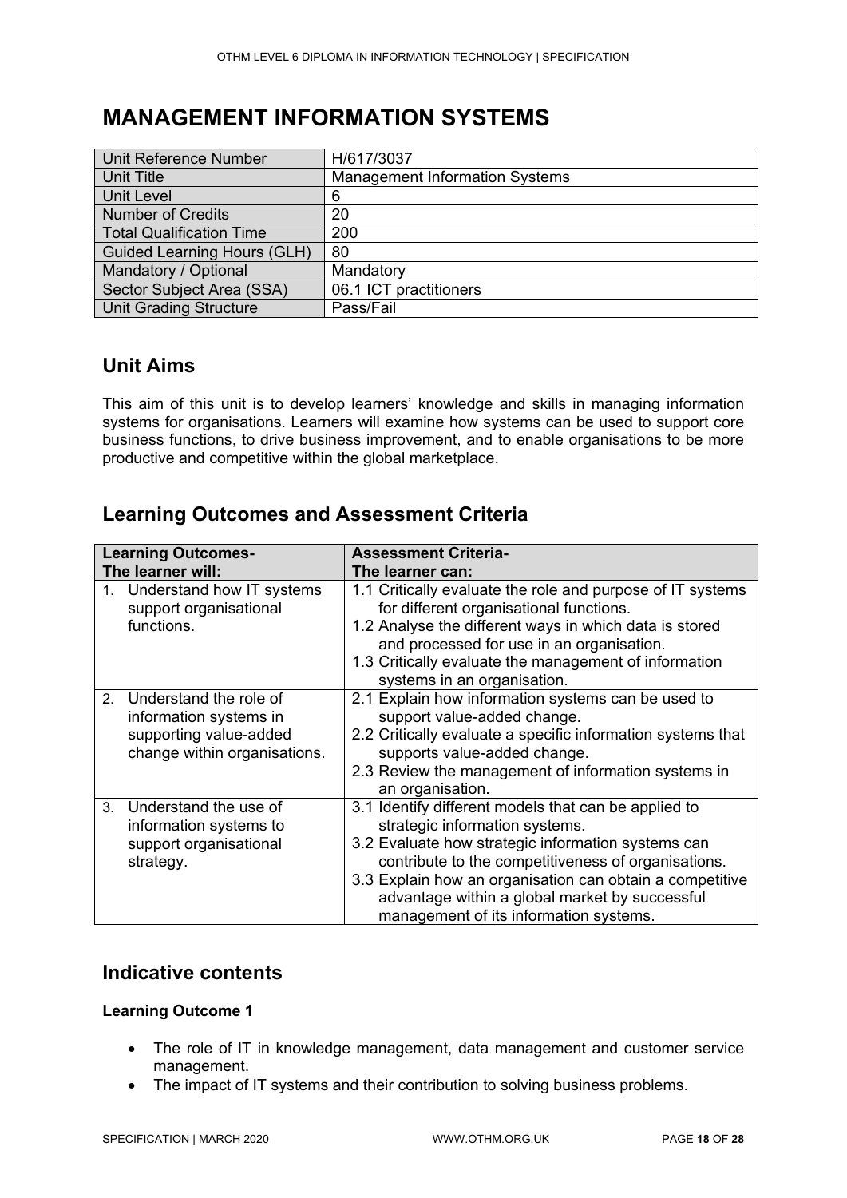# MANAGEMENT INFORMATION SYSTEMS

| Unit Reference Number | H/617/3037 |
|---|---|
| Unit Title | Management Information Systems |
| Unit Level | 6 |
| Number of Credits | 20 |
| Total Qualification Time | 200 |
| Guided Learning Hours (GLH) | 80 |
| Mandatory / Optional | Mandatory |
| Sector Subject Area (SSA) | 06.1 ICT practitioners |
| Unit Grading Structure | Pass/Fail |

## Unit Aims

This aim of this unit is to develop learners' knowledge and skills in managing information systems for organisations. Learners will examine how systems can be used to support core business functions, to drive business improvement, and to enable organisations to be more productive and competitive within the global marketplace.

## Learning Outcomes and Assessment Criteria

| Learning Outcomes-<br>The learner will: | Assessment Criteria-<br>The learner can: |
|---|---|
| 1. Understand how IT systems support organisational functions. | 1.1 Critically evaluate the role and purpose of IT systems for different organisational functions.<br>1.2 Analyse the different ways in which data is stored and processed for use in an organisation.<br>1.3 Critically evaluate the management of information systems in an organisation. |
| 2. Understand the role of information systems in supporting value-added change within organisations. | 2.1 Explain how information systems can be used to support value-added change.<br>2.2 Critically evaluate a specific information systems that supports value-added change.<br>2.3 Review the management of information systems in an organisation. |
| 3. Understand the use of information systems to support organisational strategy. | 3.1 Identify different models that can be applied to strategic information systems.<br>3.2 Evaluate how strategic information systems can contribute to the competitiveness of organisations.<br>3.3 Explain how an organisation can obtain a competitive advantage within a global market by successful management of its information systems. |

## Indicative contents

**Learning Outcome 1**

- The role of IT in knowledge management, data management and customer service management.
- The impact of IT systems and their contribution to solving business problems.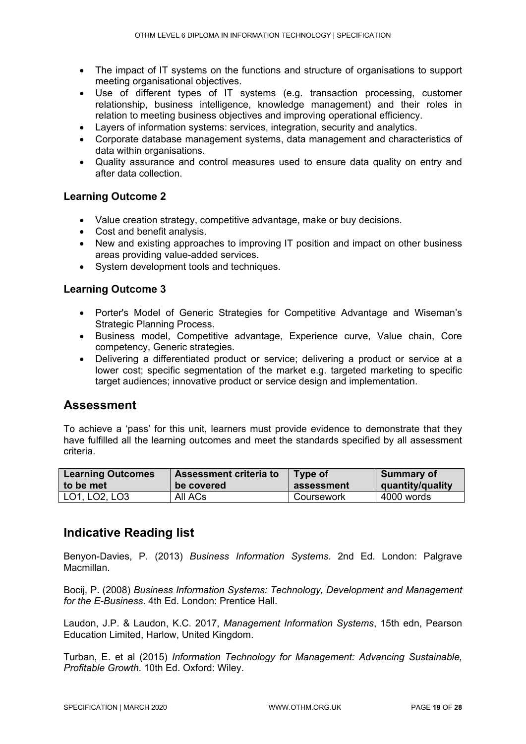- The impact of IT systems on the functions and structure of organisations to support meeting organisational objectives.
- Use of different types of IT systems (e.g. transaction processing, customer relationship, business intelligence, knowledge management) and their roles in relation to meeting business objectives and improving operational efficiency.
- Layers of information systems: services, integration, security and analytics.
- Corporate database management systems, data management and characteristics of data within organisations.
- Quality assurance and control measures used to ensure data quality on entry and after data collection.

### Learning Outcome 2

- Value creation strategy, competitive advantage, make or buy decisions.
- Cost and benefit analysis.
- New and existing approaches to improving IT position and impact on other business areas providing value-added services.
- System development tools and techniques.

### Learning Outcome 3

- Porter's Model of Generic Strategies for Competitive Advantage and Wiseman's Strategic Planning Process.
- Business model, Competitive advantage, Experience curve, Value chain, Core competency, Generic strategies.
- Delivering a differentiated product or service; delivering a product or service at a lower cost; specific segmentation of the market e.g. targeted marketing to specific target audiences; innovative product or service design and implementation.

## Assessment

To achieve a 'pass' for this unit, learners must provide evidence to demonstrate that they have fulfilled all the learning outcomes and meet the standards specified by all assessment criteria.

| Learning Outcomes to be met | Assessment criteria to be covered | Type of assessment | Summary of quantity/quality |
|---|---|---|---|
| LO1, LO2, LO3 | All ACs | Coursework | 4000 words |

## Indicative Reading list

Benyon-Davies, P. (2013) *Business Information Systems*. 2nd Ed. London: Palgrave Macmillan.

Bocij, P. (2008) *Business Information Systems: Technology, Development and Management for the E-Business*. 4th Ed. London: Prentice Hall.

Laudon, J.P. & Laudon, K.C. 2017, *Management Information Systems*, 15th edn, Pearson Education Limited, Harlow, United Kingdom.

Turban, E. et al (2015) *Information Technology for Management: Advancing Sustainable, Profitable Growth*. 10th Ed. Oxford: Wiley.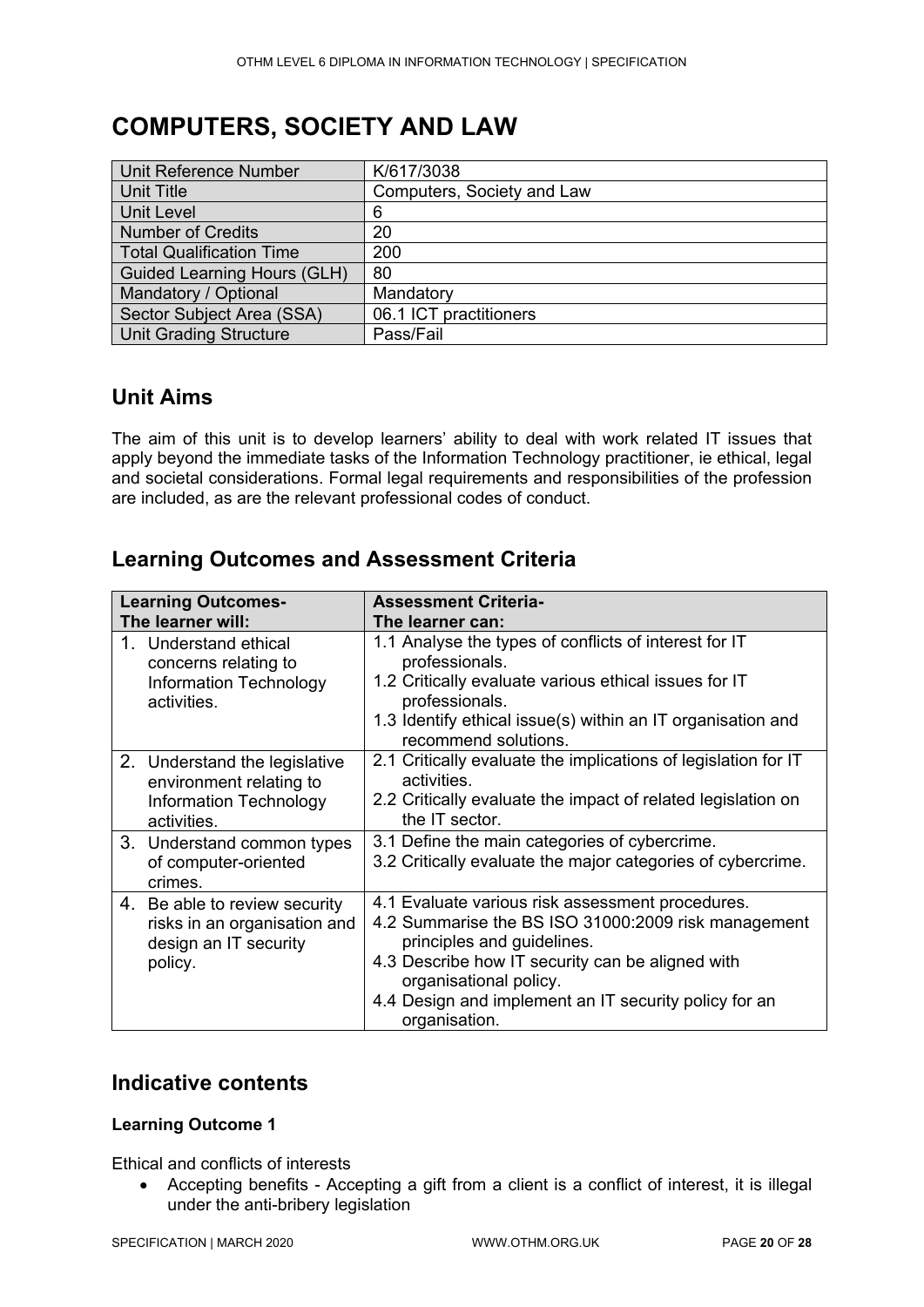# COMPUTERS, SOCIETY AND LAW

| Unit Reference Number | K/617/3038 |
|---|---|
| Unit Title | Computers, Society and Law |
| Unit Level | 6 |
| Number of Credits | 20 |
| Total Qualification Time | 200 |
| Guided Learning Hours (GLH) | 80 |
| Mandatory / Optional | Mandatory |
| Sector Subject Area (SSA) | 06.1 ICT practitioners |
| Unit Grading Structure | Pass/Fail |

## Unit Aims

The aim of this unit is to develop learners' ability to deal with work related IT issues that apply beyond the immediate tasks of the Information Technology practitioner, ie ethical, legal and societal considerations. Formal legal requirements and responsibilities of the profession are included, as are the relevant professional codes of conduct.

## Learning Outcomes and Assessment Criteria

| **Learning Outcomes-**<br>**The learner will:** | **Assessment Criteria-**<br>**The learner can:** |
|---|---|
| 1. Understand ethical concerns relating to Information Technology activities. | 1.1 Analyse the types of conflicts of interest for IT professionals.<br>1.2 Critically evaluate various ethical issues for IT professionals.<br>1.3 Identify ethical issue(s) within an IT organisation and recommend solutions. |
| 2. Understand the legislative environment relating to Information Technology activities. | 2.1 Critically evaluate the implications of legislation for IT activities.<br>2.2 Critically evaluate the impact of related legislation on the IT sector. |
| 3. Understand common types of computer-oriented crimes. | 3.1 Define the main categories of cybercrime.<br>3.2 Critically evaluate the major categories of cybercrime. |
| 4. Be able to review security risks in an organisation and design an IT security policy. | 4.1 Evaluate various risk assessment procedures.<br>4.2 Summarise the BS ISO 31000:2009 risk management principles and guidelines.<br>4.3 Describe how IT security can be aligned with organisational policy.<br>4.4 Design and implement an IT security policy for an organisation. |

## Indicative contents

**Learning Outcome 1**

Ethical and conflicts of interests

- Accepting benefits - Accepting a gift from a client is a conflict of interest, it is illegal under the anti-bribery legislation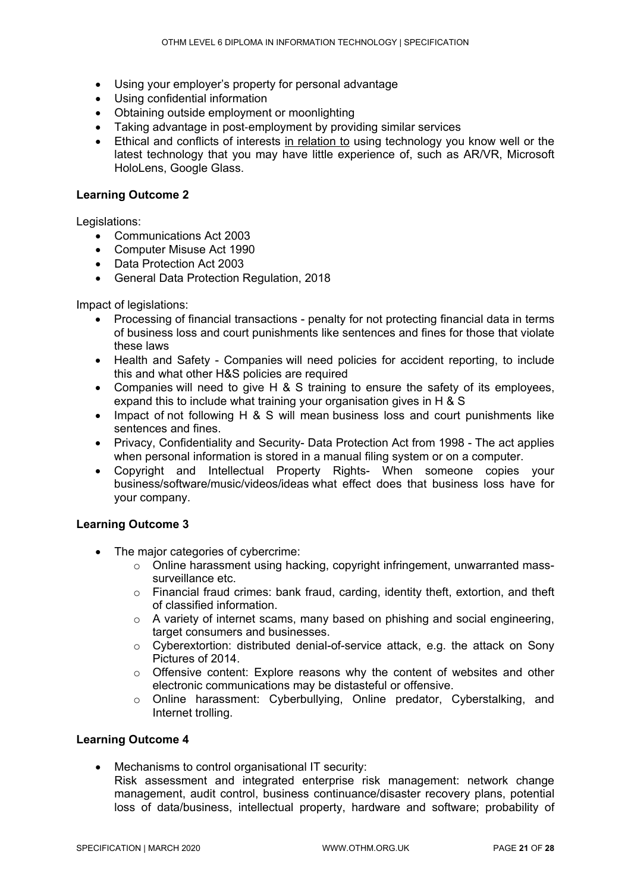- Using your employer's property for personal advantage
- Using confidential information
- Obtaining outside employment or moonlighting
- Taking advantage in post-employment by providing similar services
- Ethical and conflicts of interests in relation to using technology you know well or the latest technology that you may have little experience of, such as AR/VR, Microsoft HoloLens, Google Glass.

**Learning Outcome 2**

Legislations:

- Communications Act 2003
- Computer Misuse Act 1990
- Data Protection Act 2003
- General Data Protection Regulation, 2018

Impact of legislations:

- Processing of financial transactions - penalty for not protecting financial data in terms of business loss and court punishments like sentences and fines for those that violate these laws
- Health and Safety - Companies will need policies for accident reporting, to include this and what other H&S policies are required
- Companies will need to give H & S training to ensure the safety of its employees, expand this to include what training your organisation gives in H & S
- Impact of not following H & S will mean business loss and court punishments like sentences and fines.
- Privacy, Confidentiality and Security- Data Protection Act from 1998 - The act applies when personal information is stored in a manual filing system or on a computer.
- Copyright and Intellectual Property Rights- When someone copies your business/software/music/videos/ideas what effect does that business loss have for your company.

**Learning Outcome 3**

- The major categories of cybercrime:
  - Online harassment using hacking, copyright infringement, unwarranted mass-surveillance etc.
  - Financial fraud crimes: bank fraud, carding, identity theft, extortion, and theft of classified information.
  - A variety of internet scams, many based on phishing and social engineering, target consumers and businesses.
  - Cyberextortion: distributed denial-of-service attack, e.g. the attack on Sony Pictures of 2014.
  - Offensive content: Explore reasons why the content of websites and other electronic communications may be distasteful or offensive.
  - Online harassment: Cyberbullying, Online predator, Cyberstalking, and Internet trolling.

**Learning Outcome 4**

- Mechanisms to control organisational IT security:
  Risk assessment and integrated enterprise risk management: network change management, audit control, business continuance/disaster recovery plans, potential loss of data/business, intellectual property, hardware and software; probability of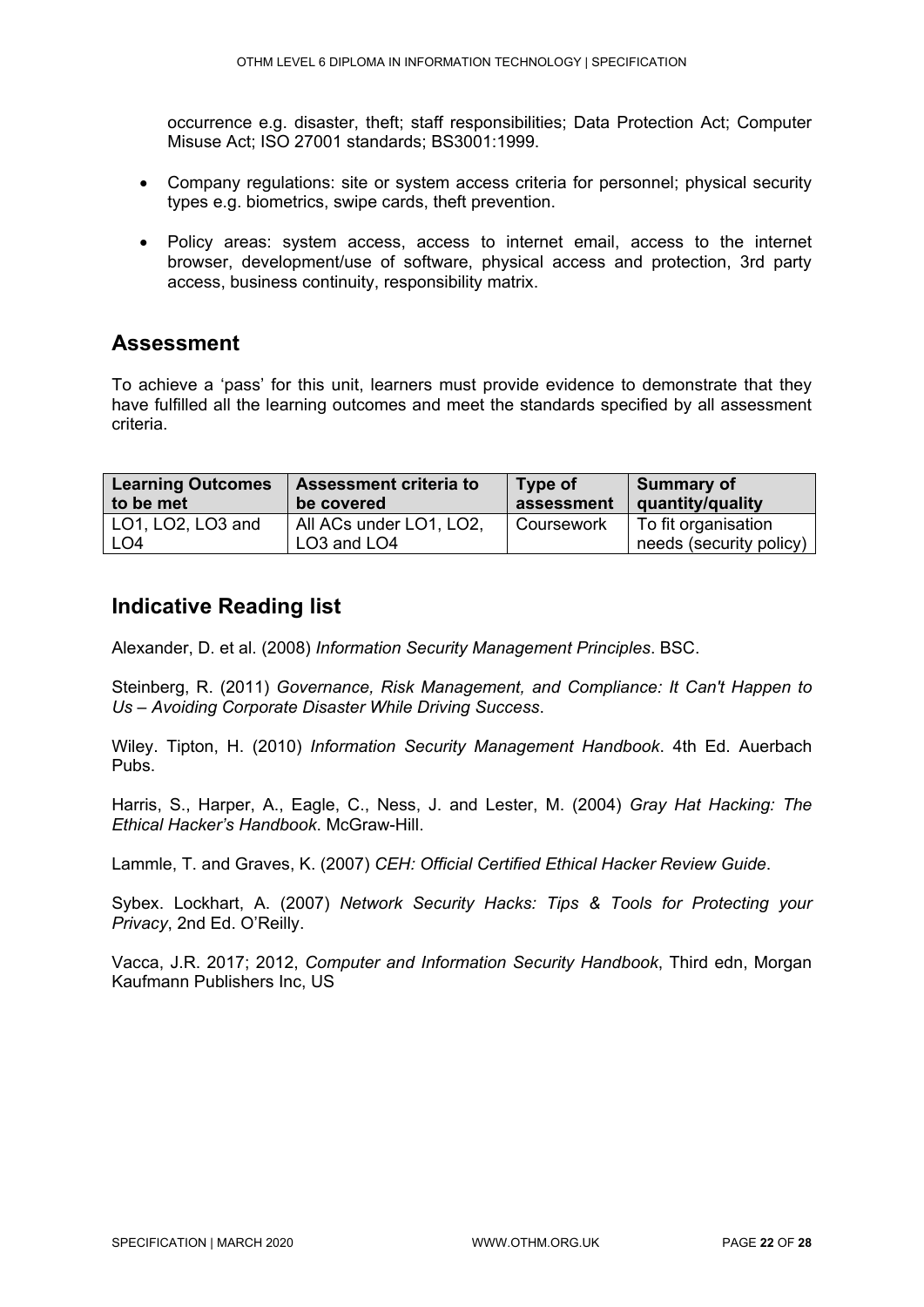occurrence e.g. disaster, theft; staff responsibilities; Data Protection Act; Computer Misuse Act; ISO 27001 standards; BS3001:1999.

- Company regulations: site or system access criteria for personnel; physical security types e.g. biometrics, swipe cards, theft prevention.
- Policy areas: system access, access to internet email, access to the internet browser, development/use of software, physical access and protection, 3rd party access, business continuity, responsibility matrix.

## Assessment

To achieve a 'pass' for this unit, learners must provide evidence to demonstrate that they have fulfilled all the learning outcomes and meet the standards specified by all assessment criteria.

| Learning Outcomes to be met | Assessment criteria to be covered | Type of assessment | Summary of quantity/quality |
|---|---|---|---|
| LO1, LO2, LO3 and LO4 | All ACs under LO1, LO2, LO3 and LO4 | Coursework | To fit organisation needs (security policy) |

## Indicative Reading list

Alexander, D. et al. (2008) *Information Security Management Principles*. BSC.

Steinberg, R. (2011) *Governance, Risk Management, and Compliance: It Can't Happen to Us – Avoiding Corporate Disaster While Driving Success*.

Wiley. Tipton, H. (2010) *Information Security Management Handbook*. 4th Ed. Auerbach Pubs.

Harris, S., Harper, A., Eagle, C., Ness, J. and Lester, M. (2004) *Gray Hat Hacking: The Ethical Hacker's Handbook*. McGraw-Hill.

Lammle, T. and Graves, K. (2007) *CEH: Official Certified Ethical Hacker Review Guide*.

Sybex. Lockhart, A. (2007) *Network Security Hacks: Tips & Tools for Protecting your Privacy*, 2nd Ed. O'Reilly.

Vacca, J.R. 2017; 2012, *Computer and Information Security Handbook*, Third edn, Morgan Kaufmann Publishers Inc, US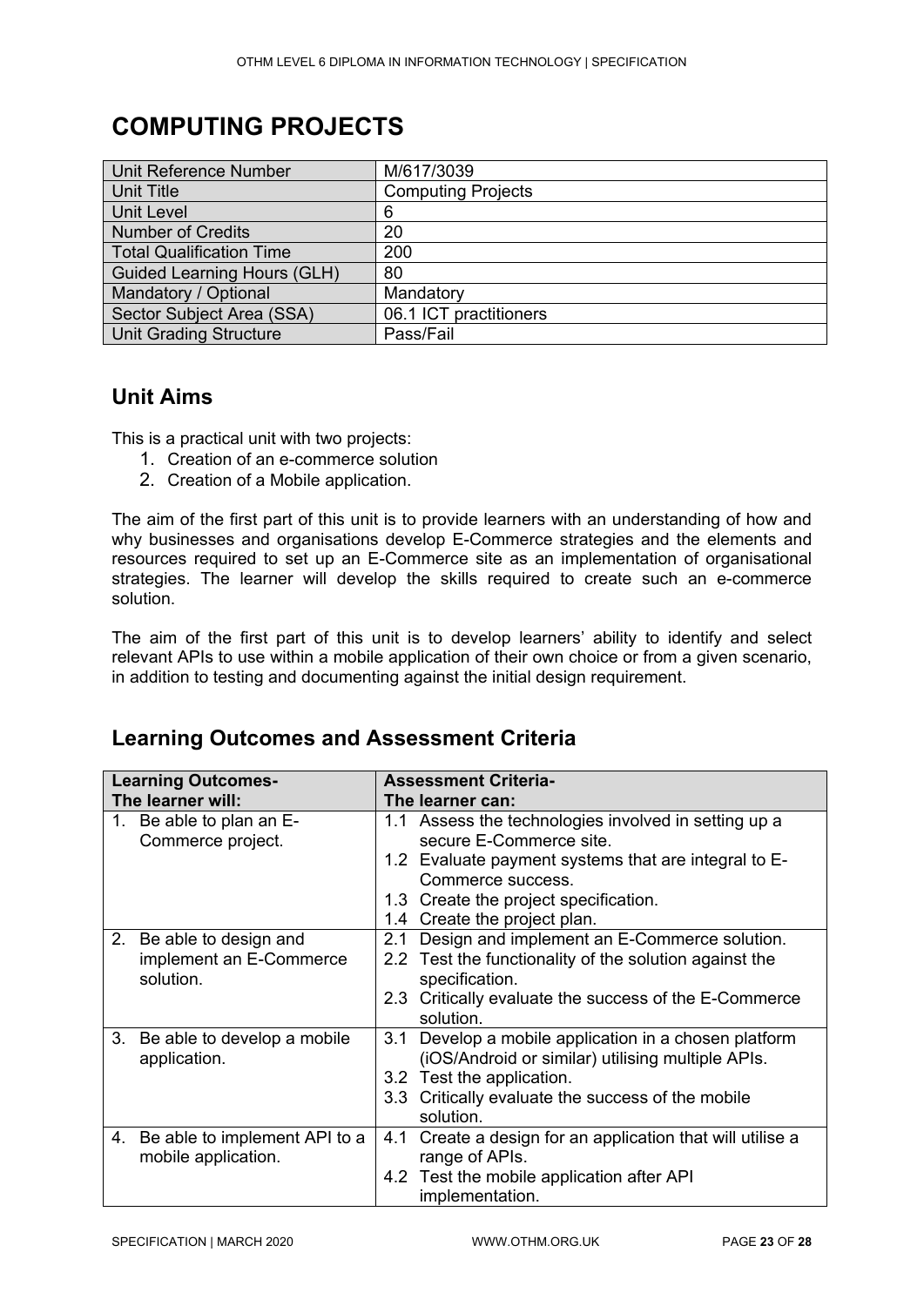# COMPUTING PROJECTS

| Unit Reference Number | M/617/3039 |
|---|---|
| Unit Title | Computing Projects |
| Unit Level | 6 |
| Number of Credits | 20 |
| Total Qualification Time | 200 |
| Guided Learning Hours (GLH) | 80 |
| Mandatory / Optional | Mandatory |
| Sector Subject Area (SSA) | 06.1 ICT practitioners |
| Unit Grading Structure | Pass/Fail |

## Unit Aims

This is a practical unit with two projects:

1. Creation of an e-commerce solution
2. Creation of a Mobile application.

The aim of the first part of this unit is to provide learners with an understanding of how and why businesses and organisations develop E-Commerce strategies and the elements and resources required to set up an E-Commerce site as an implementation of organisational strategies. The learner will develop the skills required to create such an e-commerce solution.

The aim of the first part of this unit is to develop learners' ability to identify and select relevant APIs to use within a mobile application of their own choice or from a given scenario, in addition to testing and documenting against the initial design requirement.

## Learning Outcomes and Assessment Criteria

| Learning Outcomes- The learner will: | Assessment Criteria- The learner can: |
|---|---|
| 1. Be able to plan an E-Commerce project. | 1.1 Assess the technologies involved in setting up a secure E-Commerce site.<br>1.2 Evaluate payment systems that are integral to E-Commerce success.<br>1.3 Create the project specification.<br>1.4 Create the project plan. |
| 2. Be able to design and implement an E-Commerce solution. | 2.1 Design and implement an E-Commerce solution.<br>2.2 Test the functionality of the solution against the specification.<br>2.3 Critically evaluate the success of the E-Commerce solution. |
| 3. Be able to develop a mobile application. | 3.1 Develop a mobile application in a chosen platform (iOS/Android or similar) utilising multiple APIs.<br>3.2 Test the application.<br>3.3 Critically evaluate the success of the mobile solution. |
| 4. Be able to implement API to a mobile application. | 4.1 Create a design for an application that will utilise a range of APIs.<br>4.2 Test the mobile application after API implementation. |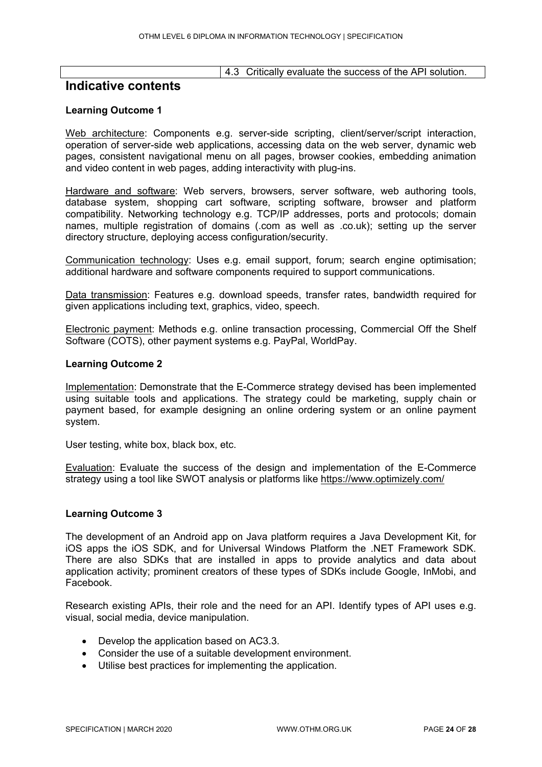| | 4.3 Critically evaluate the success of the API solution. |
|---|---|

## Indicative contents

**Learning Outcome 1**

Web architecture: Components e.g. server-side scripting, client/server/script interaction, operation of server-side web applications, accessing data on the web server, dynamic web pages, consistent navigational menu on all pages, browser cookies, embedding animation and video content in web pages, adding interactivity with plug-ins.

Hardware and software: Web servers, browsers, server software, web authoring tools, database system, shopping cart software, scripting software, browser and platform compatibility. Networking technology e.g. TCP/IP addresses, ports and protocols; domain names, multiple registration of domains (.com as well as .co.uk); setting up the server directory structure, deploying access configuration/security.

Communication technology: Uses e.g. email support, forum; search engine optimisation; additional hardware and software components required to support communications.

Data transmission: Features e.g. download speeds, transfer rates, bandwidth required for given applications including text, graphics, video, speech.

Electronic payment: Methods e.g. online transaction processing, Commercial Off the Shelf Software (COTS), other payment systems e.g. PayPal, WorldPay.

**Learning Outcome 2**

Implementation: Demonstrate that the E-Commerce strategy devised has been implemented using suitable tools and applications. The strategy could be marketing, supply chain or payment based, for example designing an online ordering system or an online payment system.

User testing, white box, black box, etc.

Evaluation: Evaluate the success of the design and implementation of the E-Commerce strategy using a tool like SWOT analysis or platforms like https://www.optimizely.com/

**Learning Outcome 3**

The development of an Android app on Java platform requires a Java Development Kit, for iOS apps the iOS SDK, and for Universal Windows Platform the .NET Framework SDK. There are also SDKs that are installed in apps to provide analytics and data about application activity; prominent creators of these types of SDKs include Google, InMobi, and Facebook.

Research existing APIs, their role and the need for an API. Identify types of API uses e.g. visual, social media, device manipulation.

- Develop the application based on AC3.3.
- Consider the use of a suitable development environment.
- Utilise best practices for implementing the application.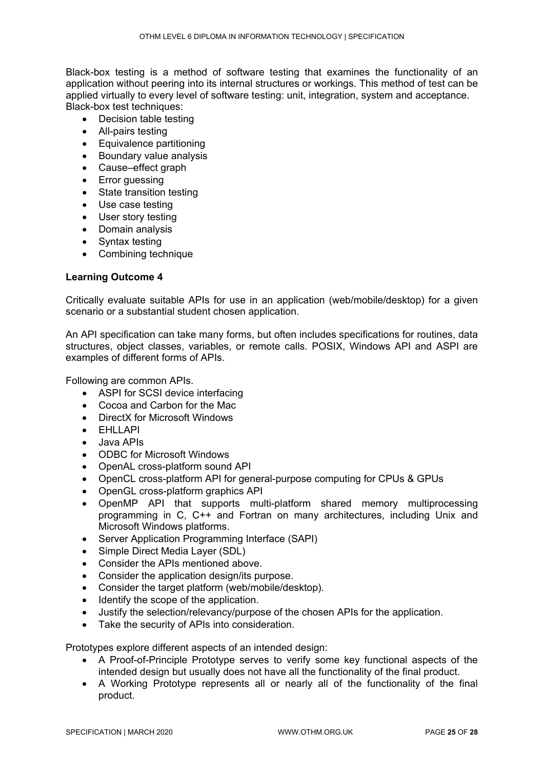Black-box testing is a method of software testing that examines the functionality of an application without peering into its internal structures or workings. This method of test can be applied virtually to every level of software testing: unit, integration, system and acceptance. Black-box test techniques:

- Decision table testing
- All-pairs testing
- Equivalence partitioning
- Boundary value analysis
- Cause–effect graph
- Error guessing
- State transition testing
- Use case testing
- User story testing
- Domain analysis
- Syntax testing
- Combining technique

**Learning Outcome 4**

Critically evaluate suitable APIs for use in an application (web/mobile/desktop) for a given scenario or a substantial student chosen application.

An API specification can take many forms, but often includes specifications for routines, data structures, object classes, variables, or remote calls. POSIX, Windows API and ASPI are examples of different forms of APIs.

Following are common APIs.

- ASPI for SCSI device interfacing
- Cocoa and Carbon for the Mac
- DirectX for Microsoft Windows
- EHLLAPI
- Java APIs
- ODBC for Microsoft Windows
- OpenAL cross-platform sound API
- OpenCL cross-platform API for general-purpose computing for CPUs & GPUs
- OpenGL cross-platform graphics API
- OpenMP API that supports multi-platform shared memory multiprocessing programming in C, C++ and Fortran on many architectures, including Unix and Microsoft Windows platforms.
- Server Application Programming Interface (SAPI)
- Simple Direct Media Layer (SDL)
- Consider the APIs mentioned above.
- Consider the application design/its purpose.
- Consider the target platform (web/mobile/desktop).
- Identify the scope of the application.
- Justify the selection/relevancy/purpose of the chosen APIs for the application.
- Take the security of APIs into consideration.

Prototypes explore different aspects of an intended design:

- A Proof-of-Principle Prototype serves to verify some key functional aspects of the intended design but usually does not have all the functionality of the final product.
- A Working Prototype represents all or nearly all of the functionality of the final product.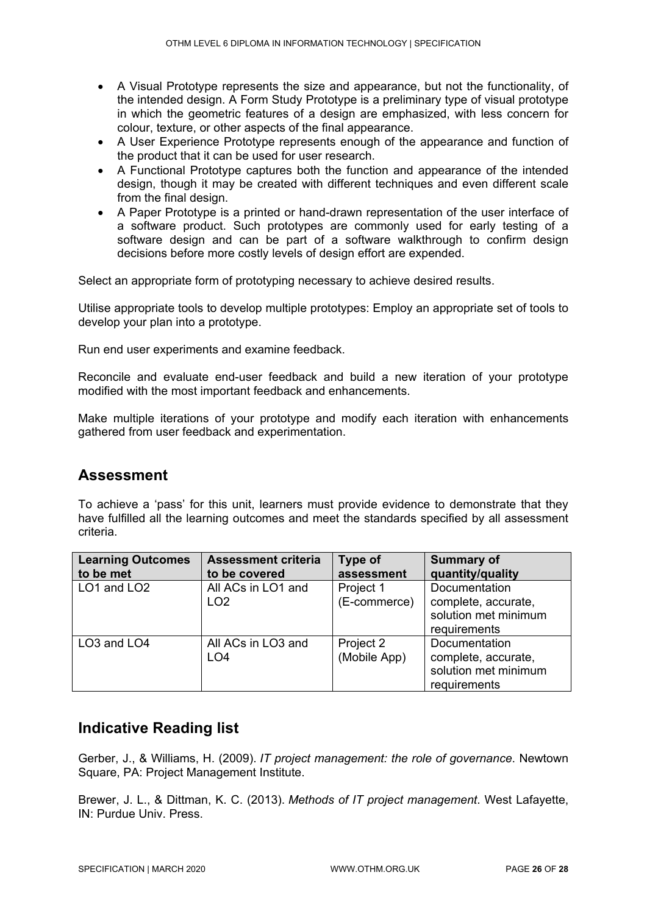- A Visual Prototype represents the size and appearance, but not the functionality, of the intended design. A Form Study Prototype is a preliminary type of visual prototype in which the geometric features of a design are emphasized, with less concern for colour, texture, or other aspects of the final appearance.
- A User Experience Prototype represents enough of the appearance and function of the product that it can be used for user research.
- A Functional Prototype captures both the function and appearance of the intended design, though it may be created with different techniques and even different scale from the final design.
- A Paper Prototype is a printed or hand-drawn representation of the user interface of a software product. Such prototypes are commonly used for early testing of a software design and can be part of a software walkthrough to confirm design decisions before more costly levels of design effort are expended.

Select an appropriate form of prototyping necessary to achieve desired results.

Utilise appropriate tools to develop multiple prototypes: Employ an appropriate set of tools to develop your plan into a prototype.

Run end user experiments and examine feedback.

Reconcile and evaluate end-user feedback and build a new iteration of your prototype modified with the most important feedback and enhancements.

Make multiple iterations of your prototype and modify each iteration with enhancements gathered from user feedback and experimentation.

## Assessment

To achieve a 'pass' for this unit, learners must provide evidence to demonstrate that they have fulfilled all the learning outcomes and meet the standards specified by all assessment criteria.

| Learning Outcomes to be met | Assessment criteria to be covered | Type of assessment | Summary of quantity/quality |
| --- | --- | --- | --- |
| LO1 and LO2 | All ACs in LO1 and LO2 | Project 1 (E-commerce) | Documentation complete, accurate, solution met minimum requirements |
| LO3 and LO4 | All ACs in LO3 and LO4 | Project 2 (Mobile App) | Documentation complete, accurate, solution met minimum requirements |

## Indicative Reading list

Gerber, J., & Williams, H. (2009). *IT project management: the role of governance*. Newtown Square, PA: Project Management Institute.

Brewer, J. L., & Dittman, K. C. (2013). *Methods of IT project management*. West Lafayette, IN: Purdue Univ. Press.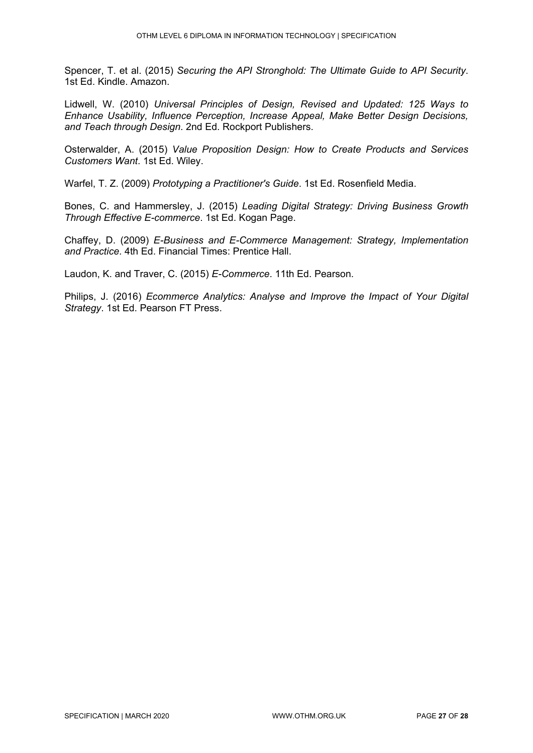Spencer, T. et al. (2015) *Securing the API Stronghold: The Ultimate Guide to API Security*. 1st Ed. Kindle. Amazon.

Lidwell, W. (2010) *Universal Principles of Design, Revised and Updated: 125 Ways to Enhance Usability, Influence Perception, Increase Appeal, Make Better Design Decisions, and Teach through Design*. 2nd Ed. Rockport Publishers.

Osterwalder, A. (2015) *Value Proposition Design: How to Create Products and Services Customers Want*. 1st Ed. Wiley.

Warfel, T. Z. (2009) *Prototyping a Practitioner's Guide*. 1st Ed. Rosenfield Media.

Bones, C. and Hammersley, J. (2015) *Leading Digital Strategy: Driving Business Growth Through Effective E-commerce*. 1st Ed. Kogan Page.

Chaffey, D. (2009) *E-Business and E-Commerce Management: Strategy, Implementation and Practice*. 4th Ed. Financial Times: Prentice Hall.

Laudon, K. and Traver, C. (2015) *E-Commerce*. 11th Ed. Pearson.

Philips, J. (2016) *Ecommerce Analytics: Analyse and Improve the Impact of Your Digital Strategy*. 1st Ed. Pearson FT Press.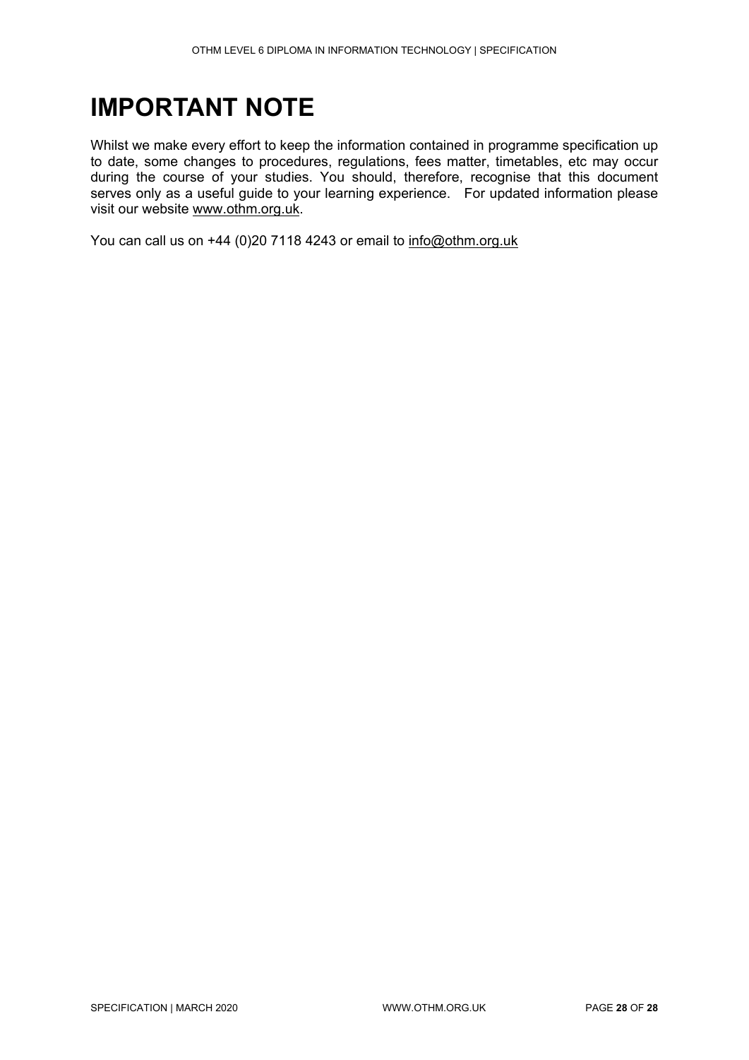# IMPORTANT NOTE

Whilst we make every effort to keep the information contained in programme specification up to date, some changes to procedures, regulations, fees matter, timetables, etc may occur during the course of your studies. You should, therefore, recognise that this document serves only as a useful guide to your learning experience. For updated information please visit our website www.othm.org.uk.

You can call us on +44 (0)20 7118 4243 or email to info@othm.org.uk